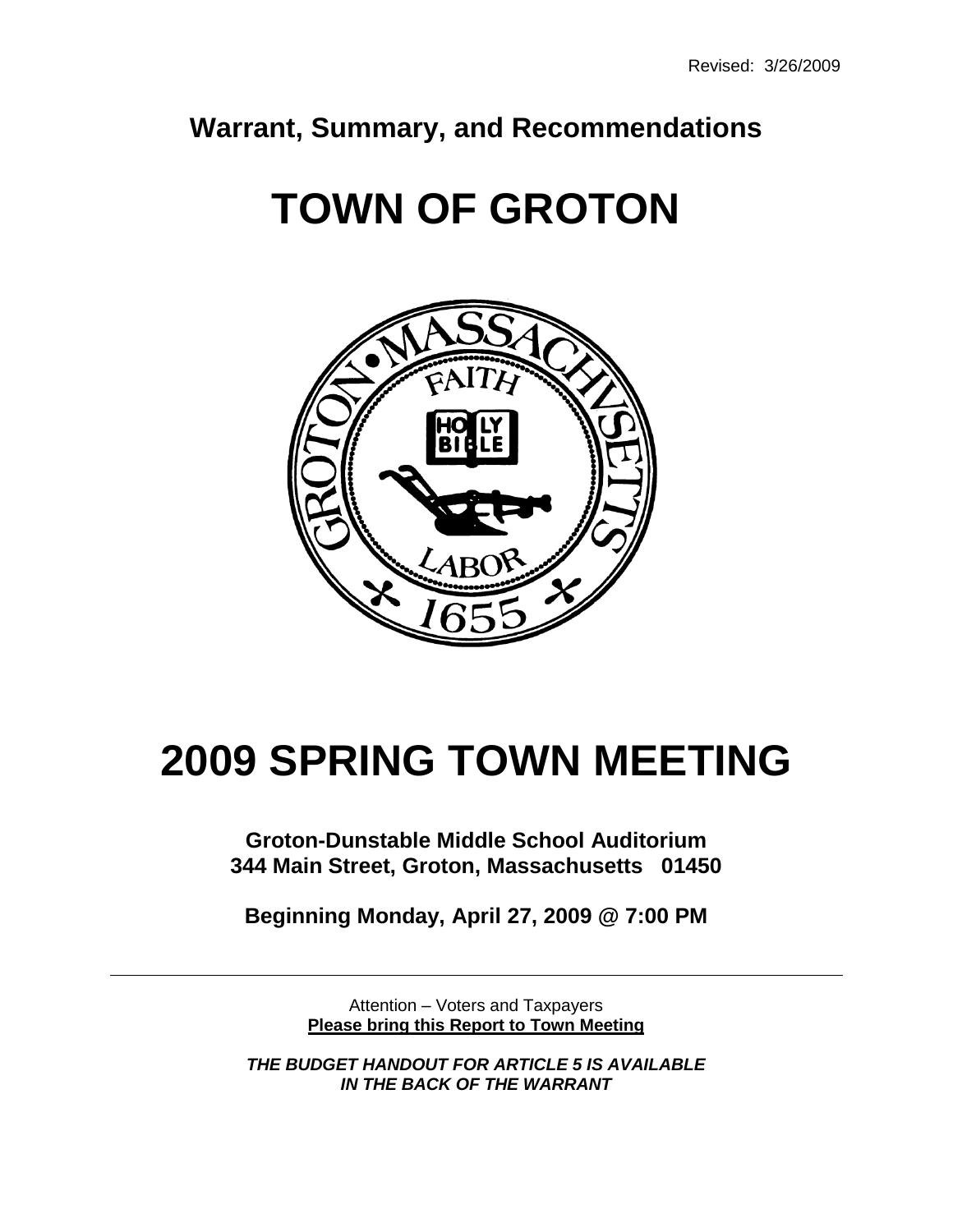Revised: 3/26/2009

## Warrant, Summary, and Recommendations

# TOWN OF GROTON

# 2009 SPRING TOWN MEETING

**Groton-Dunstable Middle School Auditorium**
**344 Main Street, Groton, Massachusetts 01450**

**Beginning Monday, April 27, 2009 @ 7:00 PM**

---

Attention – Voters and Taxpayers
**Please bring this Report to Town Meeting**

***THE BUDGET HANDOUT FOR ARTICLE 5 IS AVAILABLE IN THE BACK OF THE WARRANT***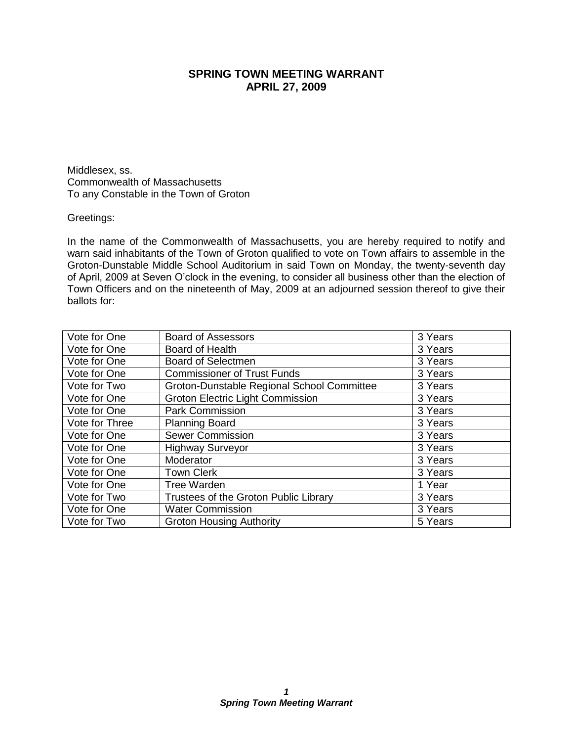## SPRING TOWN MEETING WARRANT
## APRIL 27, 2009

Middlesex, ss.
Commonwealth of Massachusetts
To any Constable in the Town of Groton

Greetings:

In the name of the Commonwealth of Massachusetts, you are hereby required to notify and warn said inhabitants of the Town of Groton qualified to vote on Town affairs to assemble in the Groton-Dunstable Middle School Auditorium in said Town on Monday, the twenty-seventh day of April, 2009 at Seven O'clock in the evening, to consider all business other than the election of Town Officers and on the nineteenth of May, 2009 at an adjourned session thereof to give their ballots for:

| | | |
|---|---|---|
| Vote for One | Board of Assessors | 3 Years |
| Vote for One | Board of Health | 3 Years |
| Vote for One | Board of Selectmen | 3 Years |
| Vote for One | Commissioner of Trust Funds | 3 Years |
| Vote for Two | Groton-Dunstable Regional School Committee | 3 Years |
| Vote for One | Groton Electric Light Commission | 3 Years |
| Vote for One | Park Commission | 3 Years |
| Vote for Three | Planning Board | 3 Years |
| Vote for One | Sewer Commission | 3 Years |
| Vote for One | Highway Surveyor | 3 Years |
| Vote for One | Moderator | 3 Years |
| Vote for One | Town Clerk | 3 Years |
| Vote for One | Tree Warden | 1 Year |
| Vote for Two | Trustees of the Groton Public Library | 3 Years |
| Vote for One | Water Commission | 3 Years |
| Vote for Two | Groton Housing Authority | 5 Years |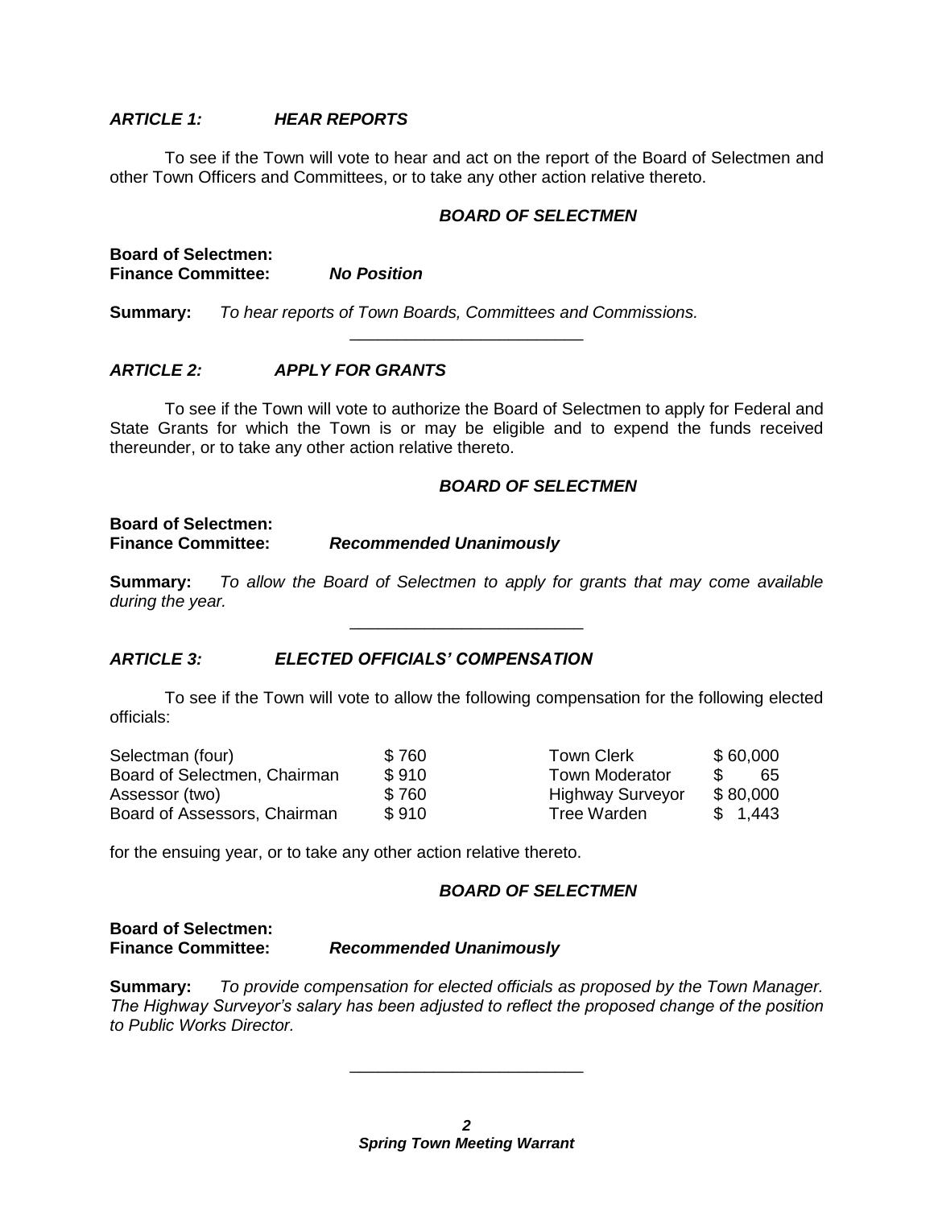### *ARTICLE 1: HEAR REPORTS*

To see if the Town will vote to hear and act on the report of the Board of Selectmen and other Town Officers and Committees, or to take any other action relative thereto.

***BOARD OF SELECTMEN***

**Board of Selectmen:**
**Finance Committee:** ***No Position***

**Summary:** *To hear reports of Town Boards, Committees and Commissions.*

---

### *ARTICLE 2: APPLY FOR GRANTS*

To see if the Town will vote to authorize the Board of Selectmen to apply for Federal and State Grants for which the Town is or may be eligible and to expend the funds received thereunder, or to take any other action relative thereto.

***BOARD OF SELECTMEN***

**Board of Selectmen:**
**Finance Committee:** ***Recommended Unanimously***

**Summary:** *To allow the Board of Selectmen to apply for grants that may come available during the year.*

---

### *ARTICLE 3: ELECTED OFFICIALS' COMPENSATION*

To see if the Town will vote to allow the following compensation for the following elected officials:

| | | | |
|---|---|---|---|
| Selectman (four) | $ 760 | Town Clerk | $ 60,000 |
| Board of Selectmen, Chairman | $ 910 | Town Moderator | $ 65 |
| Assessor (two) | $ 760 | Highway Surveyor | $ 80,000 |
| Board of Assessors, Chairman | $ 910 | Tree Warden | $ 1,443 |

for the ensuing year, or to take any other action relative thereto.

***BOARD OF SELECTMEN***

**Board of Selectmen:**
**Finance Committee:** ***Recommended Unanimously***

**Summary:** *To provide compensation for elected officials as proposed by the Town Manager. The Highway Surveyor's salary has been adjusted to reflect the proposed change of the position to Public Works Director.*

---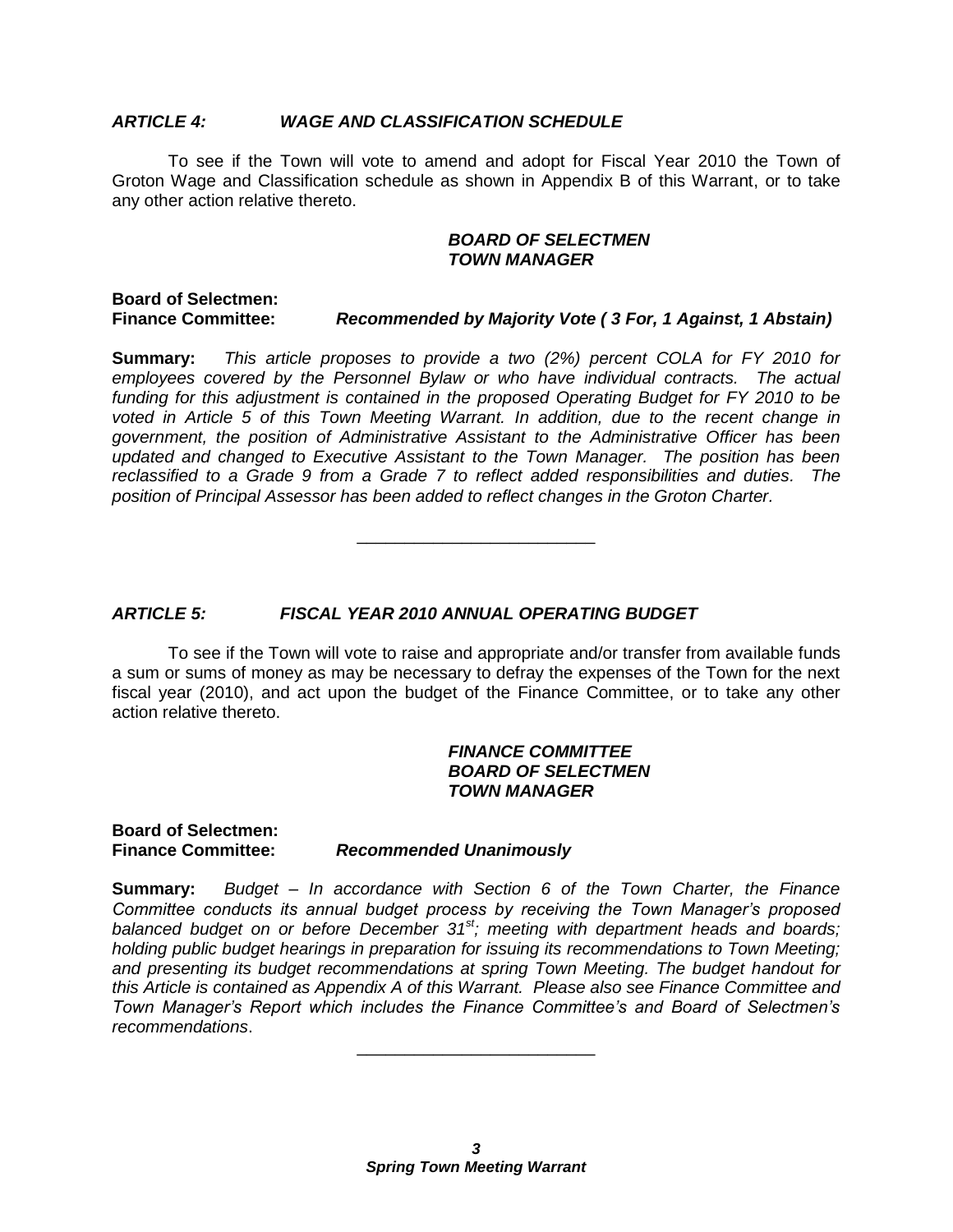### *ARTICLE 4: WAGE AND CLASSIFICATION SCHEDULE*

To see if the Town will vote to amend and adopt for Fiscal Year 2010 the Town of Groton Wage and Classification schedule as shown in Appendix B of this Warrant, or to take any other action relative thereto.

***BOARD OF SELECTMEN***
***TOWN MANAGER***

**Board of Selectmen:**
**Finance Committee:** ***Recommended by Majority Vote ( 3 For, 1 Against, 1 Abstain)***

**Summary:** *This article proposes to provide a two (2%) percent COLA for FY 2010 for employees covered by the Personnel Bylaw or who have individual contracts. The actual funding for this adjustment is contained in the proposed Operating Budget for FY 2010 to be voted in Article 5 of this Town Meeting Warrant. In addition, due to the recent change in government, the position of Administrative Assistant to the Administrative Officer has been updated and changed to Executive Assistant to the Town Manager. The position has been reclassified to a Grade 9 from a Grade 7 to reflect added responsibilities and duties. The position of Principal Assessor has been added to reflect changes in the Groton Charter.*

---

### *ARTICLE 5: FISCAL YEAR 2010 ANNUAL OPERATING BUDGET*

To see if the Town will vote to raise and appropriate and/or transfer from available funds a sum or sums of money as may be necessary to defray the expenses of the Town for the next fiscal year (2010), and act upon the budget of the Finance Committee, or to take any other action relative thereto.

***FINANCE COMMITTEE***
***BOARD OF SELECTMEN***
***TOWN MANAGER***

**Board of Selectmen:**
**Finance Committee:** ***Recommended Unanimously***

**Summary:** *Budget – In accordance with Section 6 of the Town Charter, the Finance Committee conducts its annual budget process by receiving the Town Manager's proposed balanced budget on or before December 31st; meeting with department heads and boards; holding public budget hearings in preparation for issuing its recommendations to Town Meeting; and presenting its budget recommendations at spring Town Meeting. The budget handout for this Article is contained as Appendix A of this Warrant. Please also see Finance Committee and Town Manager's Report which includes the Finance Committee's and Board of Selectmen's recommendations.*

---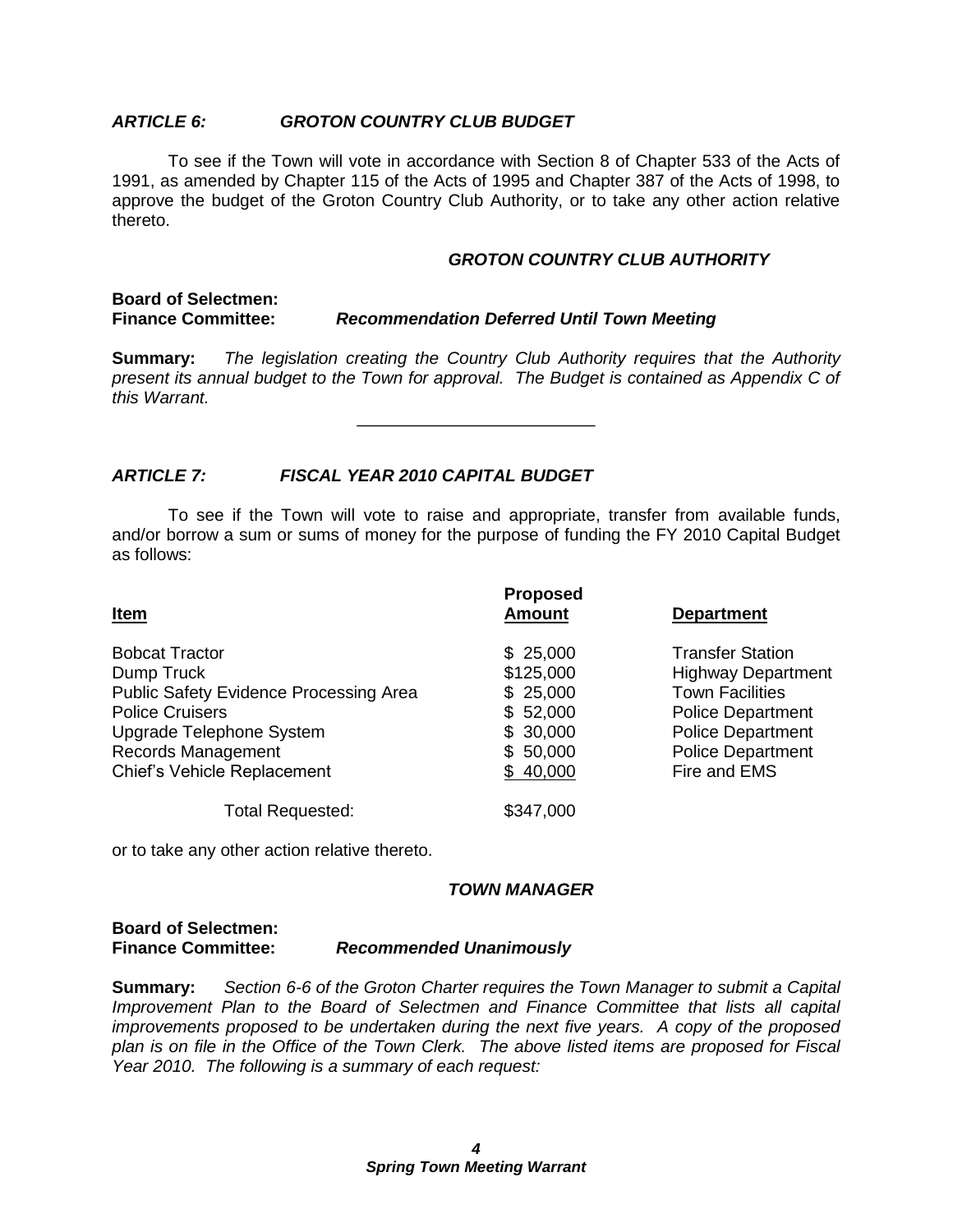### *ARTICLE 6: GROTON COUNTRY CLUB BUDGET*

To see if the Town will vote in accordance with Section 8 of Chapter 533 of the Acts of 1991, as amended by Chapter 115 of the Acts of 1995 and Chapter 387 of the Acts of 1998, to approve the budget of the Groton Country Club Authority, or to take any other action relative thereto.

***GROTON COUNTRY CLUB AUTHORITY***

**Board of Selectmen:**
**Finance Committee:** ***Recommendation Deferred Until Town Meeting***

**Summary:** *The legislation creating the Country Club Authority requires that the Authority present its annual budget to the Town for approval. The Budget is contained as Appendix C of this Warrant.*

---

### *ARTICLE 7: FISCAL YEAR 2010 CAPITAL BUDGET*

To see if the Town will vote to raise and appropriate, transfer from available funds, and/or borrow a sum or sums of money for the purpose of funding the FY 2010 Capital Budget as follows:

| Item | Proposed Amount | Department |
|---|---|---|
| Bobcat Tractor | $ 25,000 | Transfer Station |
| Dump Truck | $125,000 | Highway Department |
| Public Safety Evidence Processing Area | $ 25,000 | Town Facilities |
| Police Cruisers | $ 52,000 | Police Department |
| Upgrade Telephone System | $ 30,000 | Police Department |
| Records Management | $ 50,000 | Police Department |
| Chief's Vehicle Replacement | $ 40,000 | Fire and EMS |
| Total Requested: | $347,000 | |

or to take any other action relative thereto.

***TOWN MANAGER***

**Board of Selectmen:**
**Finance Committee:** ***Recommended Unanimously***

**Summary:** *Section 6-6 of the Groton Charter requires the Town Manager to submit a Capital Improvement Plan to the Board of Selectmen and Finance Committee that lists all capital improvements proposed to be undertaken during the next five years. A copy of the proposed plan is on file in the Office of the Town Clerk. The above listed items are proposed for Fiscal Year 2010. The following is a summary of each request:*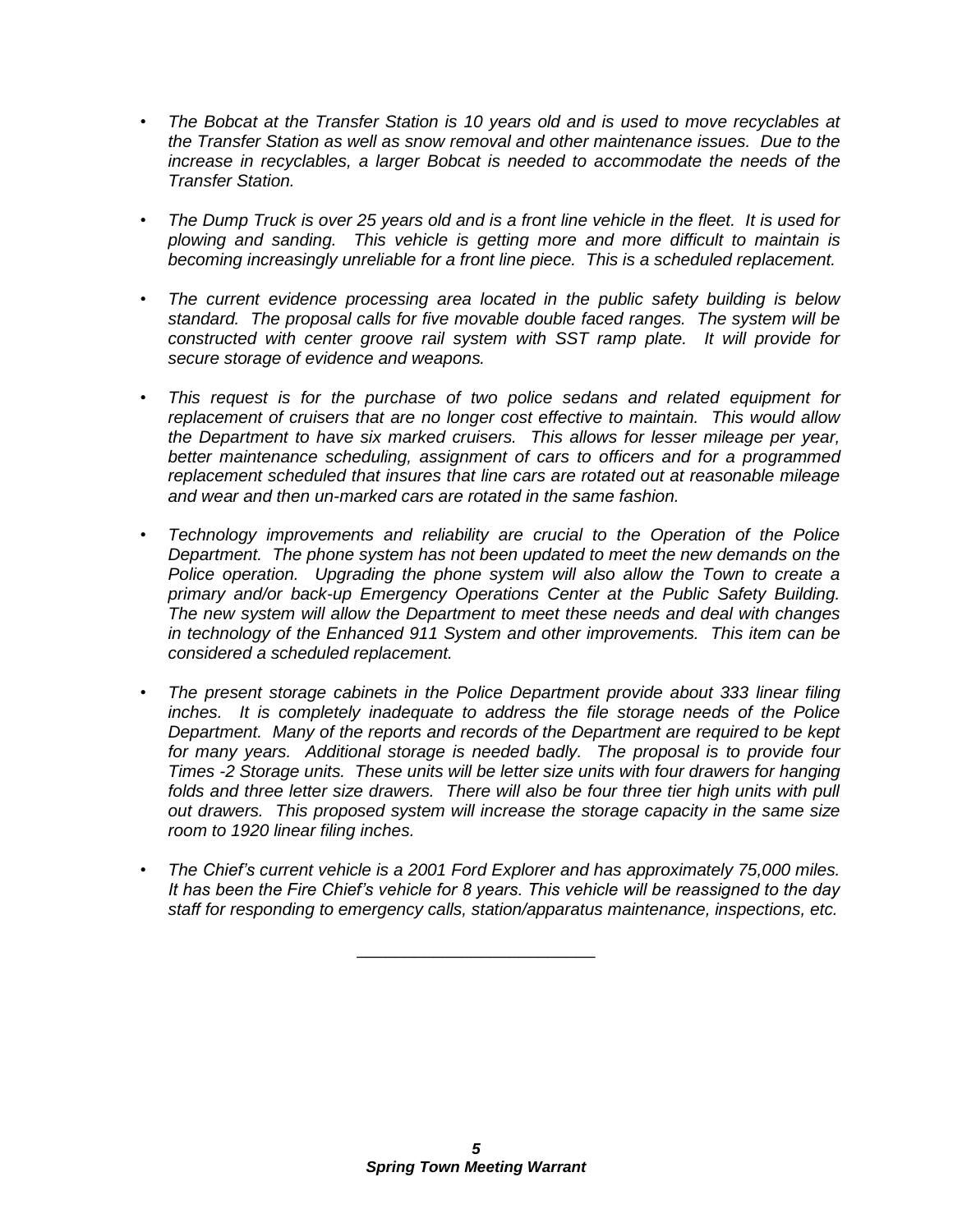- *The Bobcat at the Transfer Station is 10 years old and is used to move recyclables at the Transfer Station as well as snow removal and other maintenance issues. Due to the increase in recyclables, a larger Bobcat is needed to accommodate the needs of the Transfer Station.*

- *The Dump Truck is over 25 years old and is a front line vehicle in the fleet. It is used for plowing and sanding. This vehicle is getting more and more difficult to maintain is becoming increasingly unreliable for a front line piece. This is a scheduled replacement.*

- *The current evidence processing area located in the public safety building is below standard. The proposal calls for five movable double faced ranges. The system will be constructed with center groove rail system with SST ramp plate. It will provide for secure storage of evidence and weapons.*

- *This request is for the purchase of two police sedans and related equipment for replacement of cruisers that are no longer cost effective to maintain. This would allow the Department to have six marked cruisers. This allows for lesser mileage per year, better maintenance scheduling, assignment of cars to officers and for a programmed replacement scheduled that insures that line cars are rotated out at reasonable mileage and wear and then un-marked cars are rotated in the same fashion.*

- *Technology improvements and reliability are crucial to the Operation of the Police Department. The phone system has not been updated to meet the new demands on the Police operation. Upgrading the phone system will also allow the Town to create a primary and/or back-up Emergency Operations Center at the Public Safety Building. The new system will allow the Department to meet these needs and deal with changes in technology of the Enhanced 911 System and other improvements. This item can be considered a scheduled replacement.*

- *The present storage cabinets in the Police Department provide about 333 linear filing inches. It is completely inadequate to address the file storage needs of the Police Department. Many of the reports and records of the Department are required to be kept for many years. Additional storage is needed badly. The proposal is to provide four Times -2 Storage units. These units will be letter size units with four drawers for hanging folds and three letter size drawers. There will also be four three tier high units with pull out drawers. This proposed system will increase the storage capacity in the same size room to 1920 linear filing inches.*

- *The Chief's current vehicle is a 2001 Ford Explorer and has approximately 75,000 miles. It has been the Fire Chief's vehicle for 8 years. This vehicle will be reassigned to the day staff for responding to emergency calls, station/apparatus maintenance, inspections, etc.*

---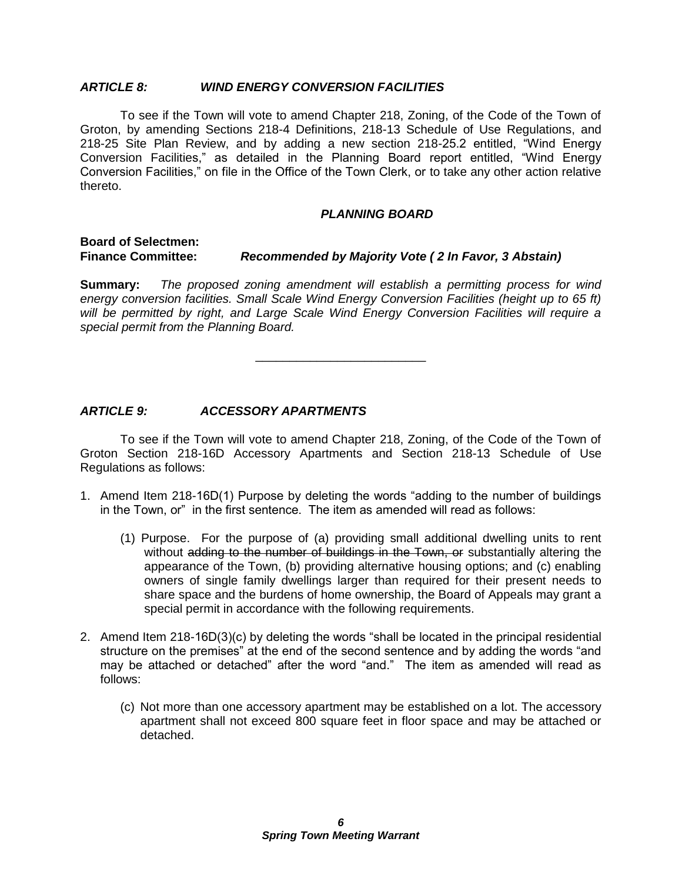### *ARTICLE 8: WIND ENERGY CONVERSION FACILITIES*

To see if the Town will vote to amend Chapter 218, Zoning, of the Code of the Town of Groton, by amending Sections 218-4 Definitions, 218-13 Schedule of Use Regulations, and 218-25 Site Plan Review, and by adding a new section 218-25.2 entitled, "Wind Energy Conversion Facilities," as detailed in the Planning Board report entitled, "Wind Energy Conversion Facilities," on file in the Office of the Town Clerk, or to take any other action relative thereto.

***PLANNING BOARD***

**Board of Selectmen:**
**Finance Committee:** ***Recommended by Majority Vote ( 2 In Favor, 3 Abstain)***

**Summary:** *The proposed zoning amendment will establish a permitting process for wind energy conversion facilities. Small Scale Wind Energy Conversion Facilities (height up to 65 ft) will be permitted by right, and Large Scale Wind Energy Conversion Facilities will require a special permit from the Planning Board.*

---

### *ARTICLE 9: ACCESSORY APARTMENTS*

To see if the Town will vote to amend Chapter 218, Zoning, of the Code of the Town of Groton Section 218-16D Accessory Apartments and Section 218-13 Schedule of Use Regulations as follows:

1. Amend Item 218-16D(1) Purpose by deleting the words "adding to the number of buildings in the Town, or" in the first sentence. The item as amended will read as follows:

   (1) Purpose. For the purpose of (a) providing small additional dwelling units to rent without ~~adding to the number of buildings in the Town, or~~ substantially altering the appearance of the Town, (b) providing alternative housing options; and (c) enabling owners of single family dwellings larger than required for their present needs to share space and the burdens of home ownership, the Board of Appeals may grant a special permit in accordance with the following requirements.

2. Amend Item 218-16D(3)(c) by deleting the words "shall be located in the principal residential structure on the premises" at the end of the second sentence and by adding the words "and may be attached or detached" after the word "and." The item as amended will read as follows:

   (c) Not more than one accessory apartment may be established on a lot. The accessory apartment shall not exceed 800 square feet in floor space and may be attached or detached.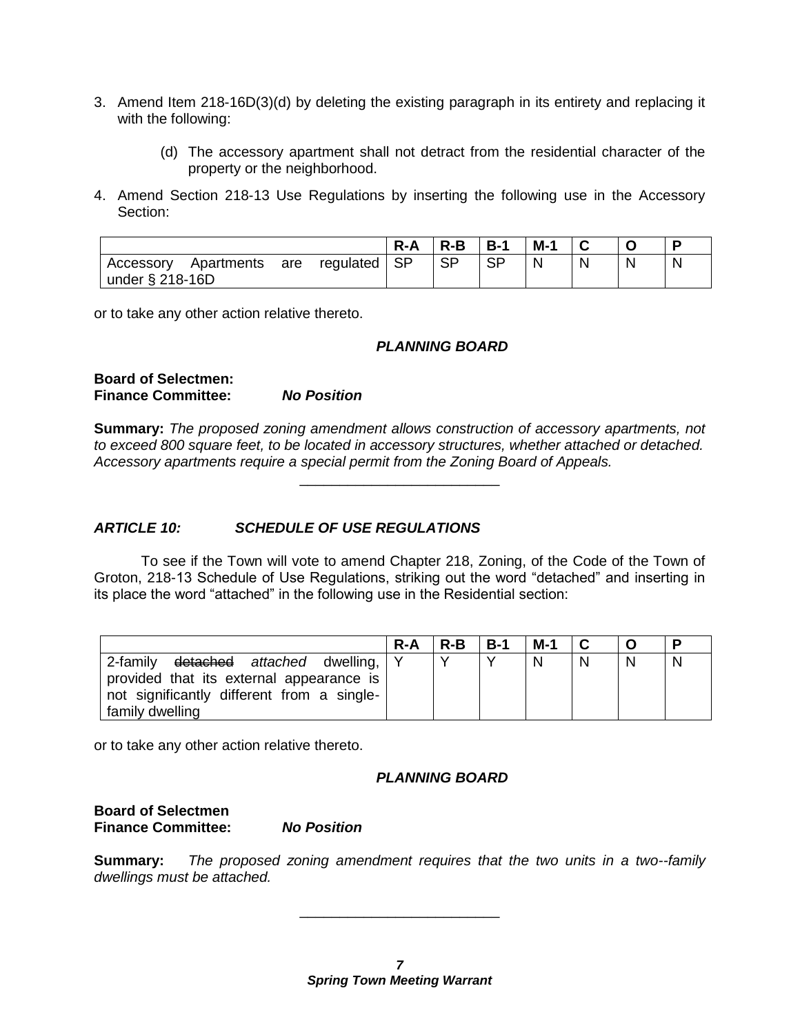3. Amend Item 218-16D(3)(d) by deleting the existing paragraph in its entirety and replacing it with the following:

   (d) The accessory apartment shall not detract from the residential character of the property or the neighborhood.

4. Amend Section 218-13 Use Regulations by inserting the following use in the Accessory Section:

| | R-A | R-B | B-1 | M-1 | C | O | P |
|---|---|---|---|---|---|---|---|
| Accessory Apartments are regulated under § 218-16D | SP | SP | SP | N | N | N | N |

or to take any other action relative thereto.

***PLANNING BOARD***

**Board of Selectmen:**
**Finance Committee:** ***No Position***

**Summary:** *The proposed zoning amendment allows construction of accessory apartments, not to exceed 800 square feet, to be located in accessory structures, whether attached or detached. Accessory apartments require a special permit from the Zoning Board of Appeals.*

---

## *ARTICLE 10: SCHEDULE OF USE REGULATIONS*

To see if the Town will vote to amend Chapter 218, Zoning, of the Code of the Town of Groton, 218-13 Schedule of Use Regulations, striking out the word "detached" and inserting in its place the word "attached" in the following use in the Residential section:

| | R-A | R-B | B-1 | M-1 | C | O | P |
|---|---|---|---|---|---|---|---|
| 2-family ~~detached~~ *attached* dwelling, provided that its external appearance is not significantly different from a single-family dwelling | Y | Y | Y | N | N | N | N |

or to take any other action relative thereto.

***PLANNING BOARD***

**Board of Selectmen**
**Finance Committee:** ***No Position***

**Summary:** *The proposed zoning amendment requires that the two units in a two--family dwellings must be attached.*

---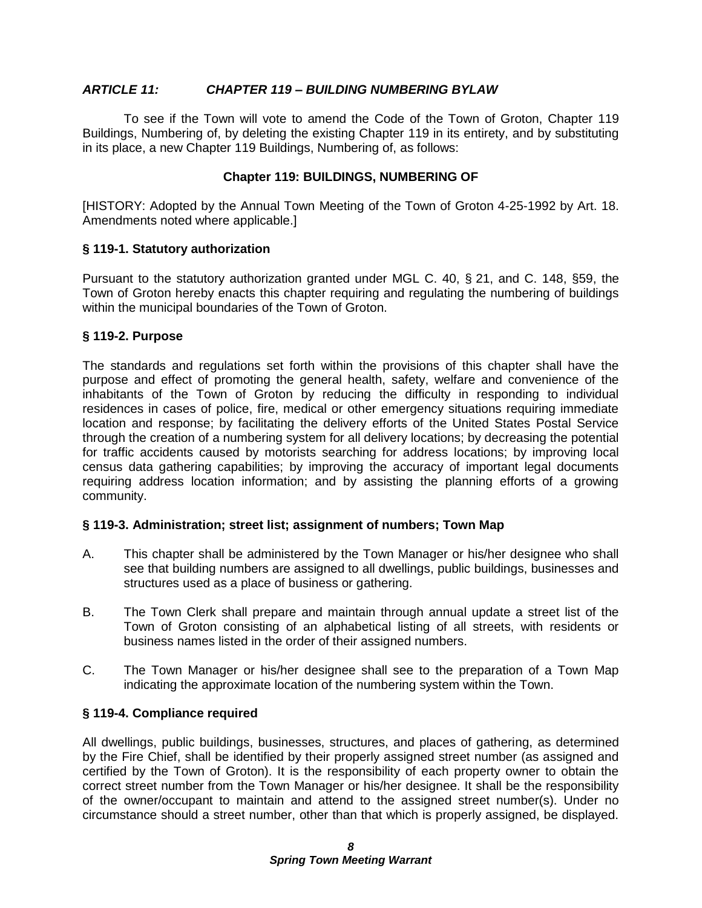## *ARTICLE 11: CHAPTER 119 – BUILDING NUMBERING BYLAW*

To see if the Town will vote to amend the Code of the Town of Groton, Chapter 119 Buildings, Numbering of, by deleting the existing Chapter 119 in its entirety, and by substituting in its place, a new Chapter 119 Buildings, Numbering of, as follows:

### Chapter 119: BUILDINGS, NUMBERING OF

[HISTORY: Adopted by the Annual Town Meeting of the Town of Groton 4-25-1992 by Art. 18. Amendments noted where applicable.]

#### § 119-1. Statutory authorization

Pursuant to the statutory authorization granted under MGL C. 40, § 21, and C. 148, §59, the Town of Groton hereby enacts this chapter requiring and regulating the numbering of buildings within the municipal boundaries of the Town of Groton.

#### § 119-2. Purpose

The standards and regulations set forth within the provisions of this chapter shall have the purpose and effect of promoting the general health, safety, welfare and convenience of the inhabitants of the Town of Groton by reducing the difficulty in responding to individual residences in cases of police, fire, medical or other emergency situations requiring immediate location and response; by facilitating the delivery efforts of the United States Postal Service through the creation of a numbering system for all delivery locations; by decreasing the potential for traffic accidents caused by motorists searching for address locations; by improving local census data gathering capabilities; by improving the accuracy of important legal documents requiring address location information; and by assisting the planning efforts of a growing community.

#### § 119-3. Administration; street list; assignment of numbers; Town Map

A. This chapter shall be administered by the Town Manager or his/her designee who shall see that building numbers are assigned to all dwellings, public buildings, businesses and structures used as a place of business or gathering.

B. The Town Clerk shall prepare and maintain through annual update a street list of the Town of Groton consisting of an alphabetical listing of all streets, with residents or business names listed in the order of their assigned numbers.

C. The Town Manager or his/her designee shall see to the preparation of a Town Map indicating the approximate location of the numbering system within the Town.

#### § 119-4. Compliance required

All dwellings, public buildings, businesses, structures, and places of gathering, as determined by the Fire Chief, shall be identified by their properly assigned street number (as assigned and certified by the Town of Groton). It is the responsibility of each property owner to obtain the correct street number from the Town Manager or his/her designee. It shall be the responsibility of the owner/occupant to maintain and attend to the assigned street number(s). Under no circumstance should a street number, other than that which is properly assigned, be displayed.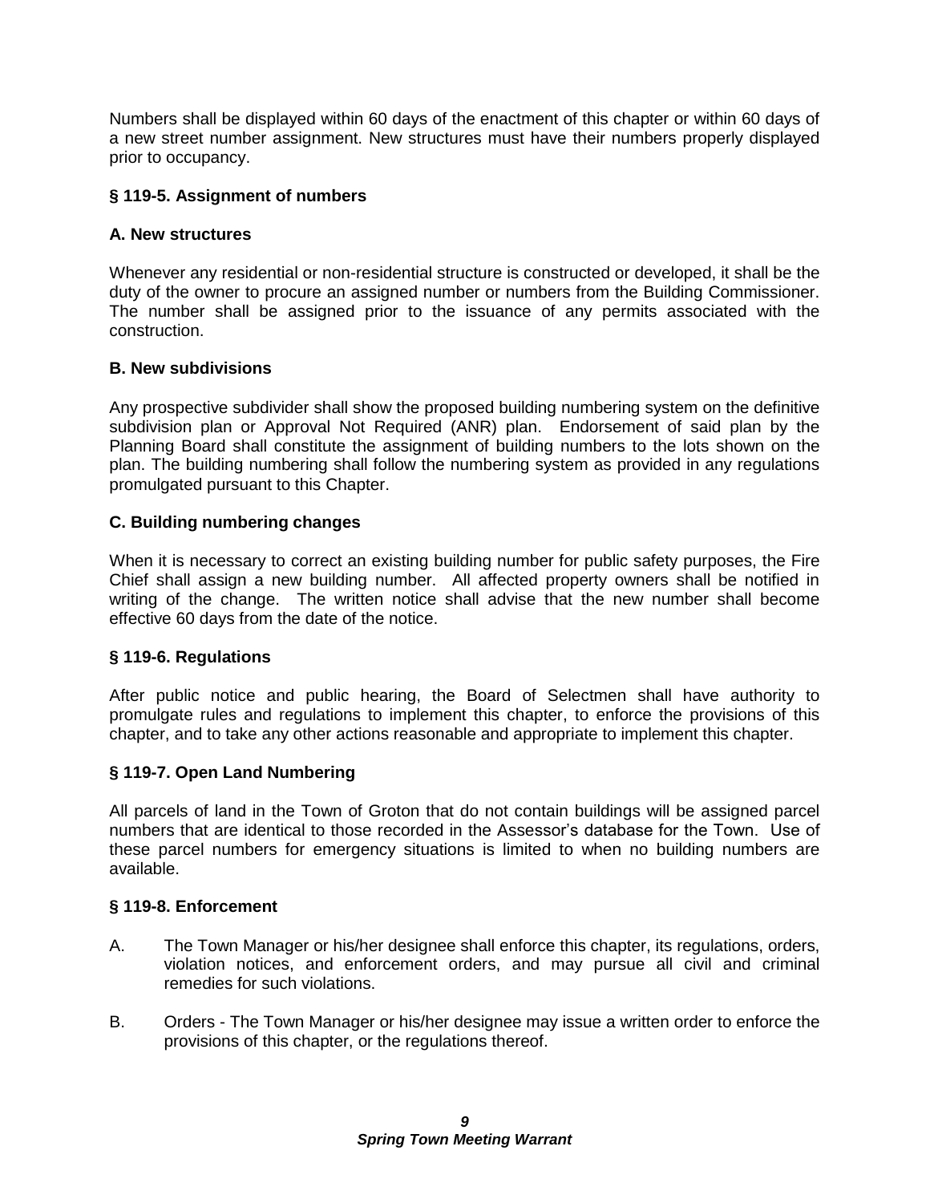Numbers shall be displayed within 60 days of the enactment of this chapter or within 60 days of a new street number assignment. New structures must have their numbers properly displayed prior to occupancy.

### § 119-5. Assignment of numbers

#### A. New structures

Whenever any residential or non-residential structure is constructed or developed, it shall be the duty of the owner to procure an assigned number or numbers from the Building Commissioner. The number shall be assigned prior to the issuance of any permits associated with the construction.

#### B. New subdivisions

Any prospective subdivider shall show the proposed building numbering system on the definitive subdivision plan or Approval Not Required (ANR) plan. Endorsement of said plan by the Planning Board shall constitute the assignment of building numbers to the lots shown on the plan. The building numbering shall follow the numbering system as provided in any regulations promulgated pursuant to this Chapter.

#### C. Building numbering changes

When it is necessary to correct an existing building number for public safety purposes, the Fire Chief shall assign a new building number. All affected property owners shall be notified in writing of the change. The written notice shall advise that the new number shall become effective 60 days from the date of the notice.

### § 119-6. Regulations

After public notice and public hearing, the Board of Selectmen shall have authority to promulgate rules and regulations to implement this chapter, to enforce the provisions of this chapter, and to take any other actions reasonable and appropriate to implement this chapter.

### § 119-7. Open Land Numbering

All parcels of land in the Town of Groton that do not contain buildings will be assigned parcel numbers that are identical to those recorded in the Assessor's database for the Town. Use of these parcel numbers for emergency situations is limited to when no building numbers are available.

### § 119-8. Enforcement

A. The Town Manager or his/her designee shall enforce this chapter, its regulations, orders, violation notices, and enforcement orders, and may pursue all civil and criminal remedies for such violations.

B. Orders - The Town Manager or his/her designee may issue a written order to enforce the provisions of this chapter, or the regulations thereof.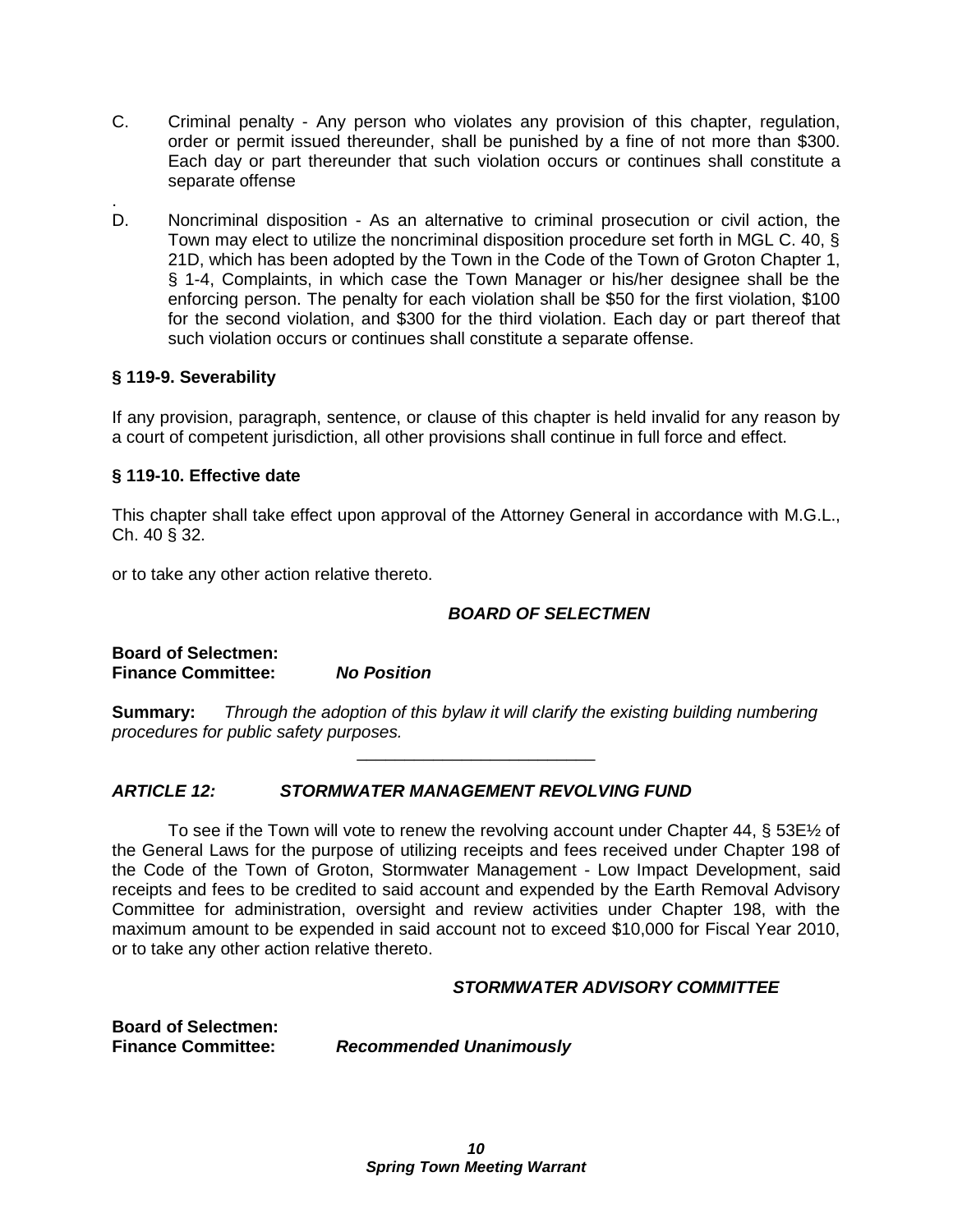C. Criminal penalty - Any person who violates any provision of this chapter, regulation, order or permit issued thereunder, shall be punished by a fine of not more than $300. Each day or part thereunder that such violation occurs or continues shall constitute a separate offense

.

D. Noncriminal disposition - As an alternative to criminal prosecution or civil action, the Town may elect to utilize the noncriminal disposition procedure set forth in MGL C. 40, § 21D, which has been adopted by the Town in the Code of the Town of Groton Chapter 1, § 1-4, Complaints, in which case the Town Manager or his/her designee shall be the enforcing person. The penalty for each violation shall be $50 for the first violation, $100 for the second violation, and $300 for the third violation. Each day or part thereof that such violation occurs or continues shall constitute a separate offense.

**§ 119-9. Severability**

If any provision, paragraph, sentence, or clause of this chapter is held invalid for any reason by a court of competent jurisdiction, all other provisions shall continue in full force and effect.

**§ 119-10. Effective date**

This chapter shall take effect upon approval of the Attorney General in accordance with M.G.L., Ch. 40 § 32.

or to take any other action relative thereto.

***BOARD OF SELECTMEN***

**Board of Selectmen:**
**Finance Committee:** ***No Position***

**Summary:** *Through the adoption of this bylaw it will clarify the existing building numbering procedures for public safety purposes.*

---

***ARTICLE 12: STORMWATER MANAGEMENT REVOLVING FUND***

To see if the Town will vote to renew the revolving account under Chapter 44, § 53E½ of the General Laws for the purpose of utilizing receipts and fees received under Chapter 198 of the Code of the Town of Groton, Stormwater Management - Low Impact Development, said receipts and fees to be credited to said account and expended by the Earth Removal Advisory Committee for administration, oversight and review activities under Chapter 198, with the maximum amount to be expended in said account not to exceed $10,000 for Fiscal Year 2010, or to take any other action relative thereto.

***STORMWATER ADVISORY COMMITTEE***

**Board of Selectmen:**
**Finance Committee:** ***Recommended Unanimously***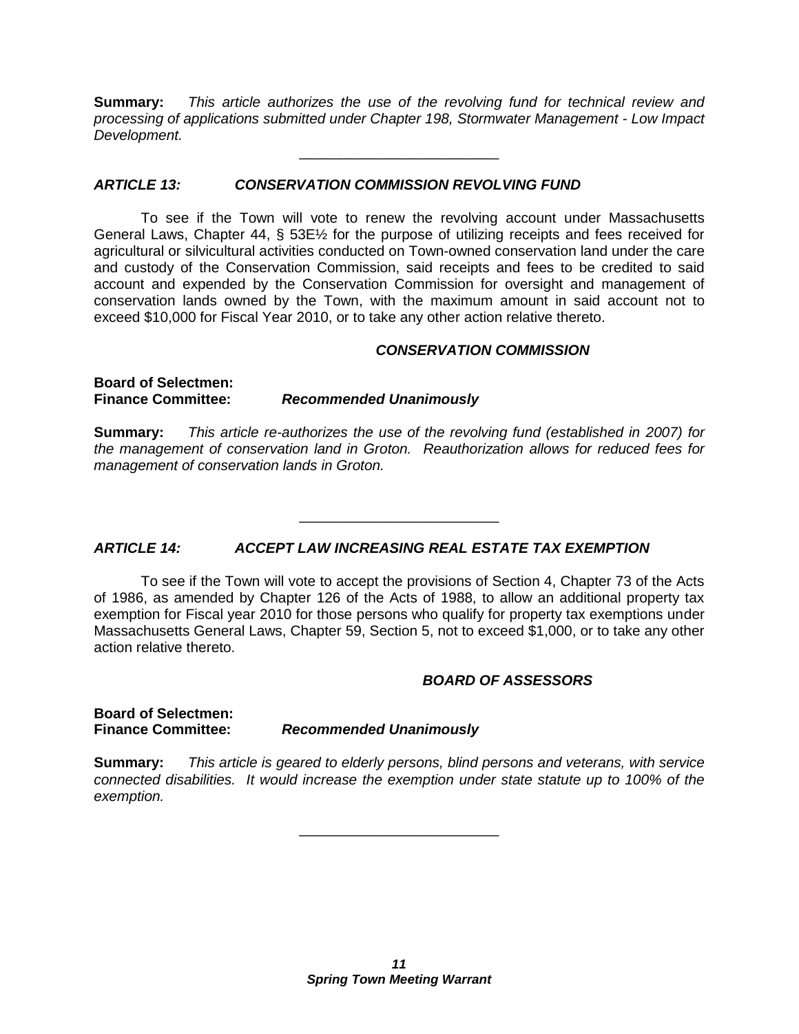**Summary:** *This article authorizes the use of the revolving fund for technical review and processing of applications submitted under Chapter 198, Stormwater Management - Low Impact Development.*

---

### *ARTICLE 13: CONSERVATION COMMISSION REVOLVING FUND*

To see if the Town will vote to renew the revolving account under Massachusetts General Laws, Chapter 44, § 53E½ for the purpose of utilizing receipts and fees received for agricultural or silvicultural activities conducted on Town-owned conservation land under the care and custody of the Conservation Commission, said receipts and fees to be credited to said account and expended by the Conservation Commission for oversight and management of conservation lands owned by the Town, with the maximum amount in said account not to exceed $10,000 for Fiscal Year 2010, or to take any other action relative thereto.

***CONSERVATION COMMISSION***

**Board of Selectmen:**
**Finance Committee:** ***Recommended Unanimously***

**Summary:** *This article re-authorizes the use of the revolving fund (established in 2007) for the management of conservation land in Groton. Reauthorization allows for reduced fees for management of conservation lands in Groton.*

---

### *ARTICLE 14: ACCEPT LAW INCREASING REAL ESTATE TAX EXEMPTION*

To see if the Town will vote to accept the provisions of Section 4, Chapter 73 of the Acts of 1986, as amended by Chapter 126 of the Acts of 1988, to allow an additional property tax exemption for Fiscal year 2010 for those persons who qualify for property tax exemptions under Massachusetts General Laws, Chapter 59, Section 5, not to exceed $1,000, or to take any other action relative thereto.

***BOARD OF ASSESSORS***

**Board of Selectmen:**
**Finance Committee:** ***Recommended Unanimously***

**Summary:** *This article is geared to elderly persons, blind persons and veterans, with service connected disabilities. It would increase the exemption under state statute up to 100% of the exemption.*

---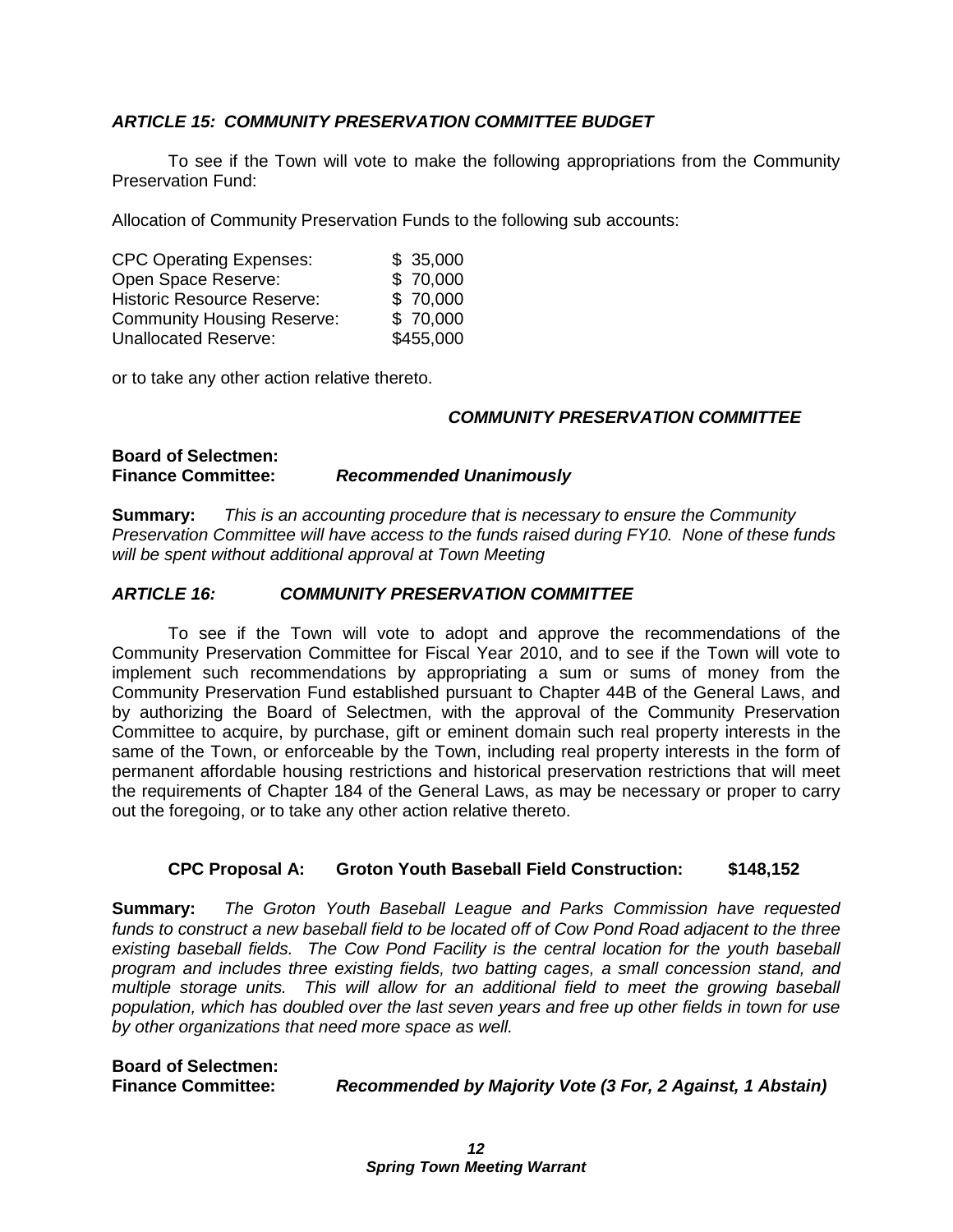### *ARTICLE 15: COMMUNITY PRESERVATION COMMITTEE BUDGET*

To see if the Town will vote to make the following appropriations from the Community Preservation Fund:

Allocation of Community Preservation Funds to the following sub accounts:

| | |
|---|---|
| CPC Operating Expenses: | $ 35,000 |
| Open Space Reserve: | $ 70,000 |
| Historic Resource Reserve: | $ 70,000 |
| Community Housing Reserve: | $ 70,000 |
| Unallocated Reserve: | $455,000 |

or to take any other action relative thereto.

***COMMUNITY PRESERVATION COMMITTEE***

**Board of Selectmen:**
**Finance Committee:** ***Recommended Unanimously***

**Summary:** *This is an accounting procedure that is necessary to ensure the Community Preservation Committee will have access to the funds raised during FY10. None of these funds will be spent without additional approval at Town Meeting*

### *ARTICLE 16: COMMUNITY PRESERVATION COMMITTEE*

To see if the Town will vote to adopt and approve the recommendations of the Community Preservation Committee for Fiscal Year 2010, and to see if the Town will vote to implement such recommendations by appropriating a sum or sums of money from the Community Preservation Fund established pursuant to Chapter 44B of the General Laws, and by authorizing the Board of Selectmen, with the approval of the Community Preservation Committee to acquire, by purchase, gift or eminent domain such real property interests in the same of the Town, or enforceable by the Town, including real property interests in the form of permanent affordable housing restrictions and historical preservation restrictions that will meet the requirements of Chapter 184 of the General Laws, as may be necessary or proper to carry out the foregoing, or to take any other action relative thereto.

**CPC Proposal A: Groton Youth Baseball Field Construction: $148,152**

**Summary:** *The Groton Youth Baseball League and Parks Commission have requested funds to construct a new baseball field to be located off of Cow Pond Road adjacent to the three existing baseball fields. The Cow Pond Facility is the central location for the youth baseball program and includes three existing fields, two batting cages, a small concession stand, and multiple storage units. This will allow for an additional field to meet the growing baseball population, which has doubled over the last seven years and free up other fields in town for use by other organizations that need more space as well.*

**Board of Selectmen:**
**Finance Committee:** ***Recommended by Majority Vote (3 For, 2 Against, 1 Abstain)***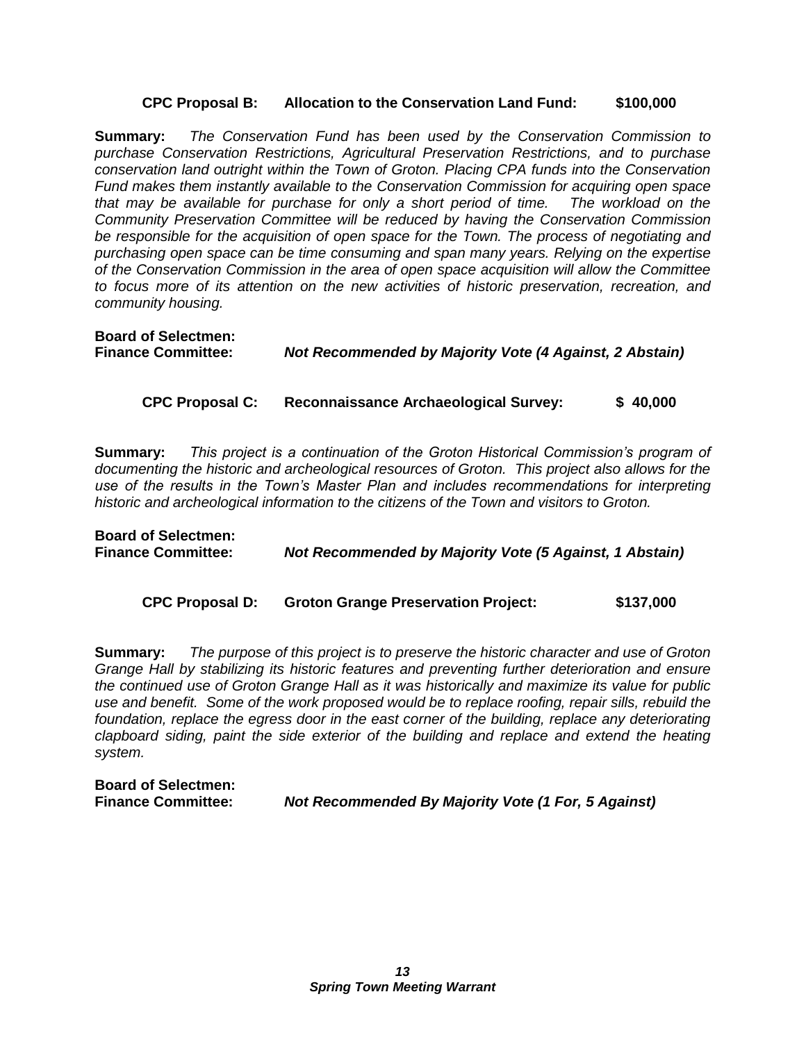**CPC Proposal B: Allocation to the Conservation Land Fund: $100,000**

**Summary:** *The Conservation Fund has been used by the Conservation Commission to purchase Conservation Restrictions, Agricultural Preservation Restrictions, and to purchase conservation land outright within the Town of Groton. Placing CPA funds into the Conservation Fund makes them instantly available to the Conservation Commission for acquiring open space that may be available for purchase for only a short period of time. The workload on the Community Preservation Committee will be reduced by having the Conservation Commission be responsible for the acquisition of open space for the Town. The process of negotiating and purchasing open space can be time consuming and span many years. Relying on the expertise of the Conservation Commission in the area of open space acquisition will allow the Committee to focus more of its attention on the new activities of historic preservation, recreation, and community housing.*

**Board of Selectmen:**
**Finance Committee:** ***Not Recommended by Majority Vote (4 Against, 2 Abstain)***

**CPC Proposal C: Reconnaissance Archaeological Survey: $ 40,000**

**Summary:** *This project is a continuation of the Groton Historical Commission's program of documenting the historic and archeological resources of Groton. This project also allows for the use of the results in the Town's Master Plan and includes recommendations for interpreting historic and archeological information to the citizens of the Town and visitors to Groton.*

**Board of Selectmen:**
**Finance Committee:** ***Not Recommended by Majority Vote (5 Against, 1 Abstain)***

**CPC Proposal D: Groton Grange Preservation Project: $137,000**

**Summary:** *The purpose of this project is to preserve the historic character and use of Groton Grange Hall by stabilizing its historic features and preventing further deterioration and ensure the continued use of Groton Grange Hall as it was historically and maximize its value for public use and benefit. Some of the work proposed would be to replace roofing, repair sills, rebuild the foundation, replace the egress door in the east corner of the building, replace any deteriorating clapboard siding, paint the side exterior of the building and replace and extend the heating system.*

**Board of Selectmen:**
**Finance Committee:** ***Not Recommended By Majority Vote (1 For, 5 Against)***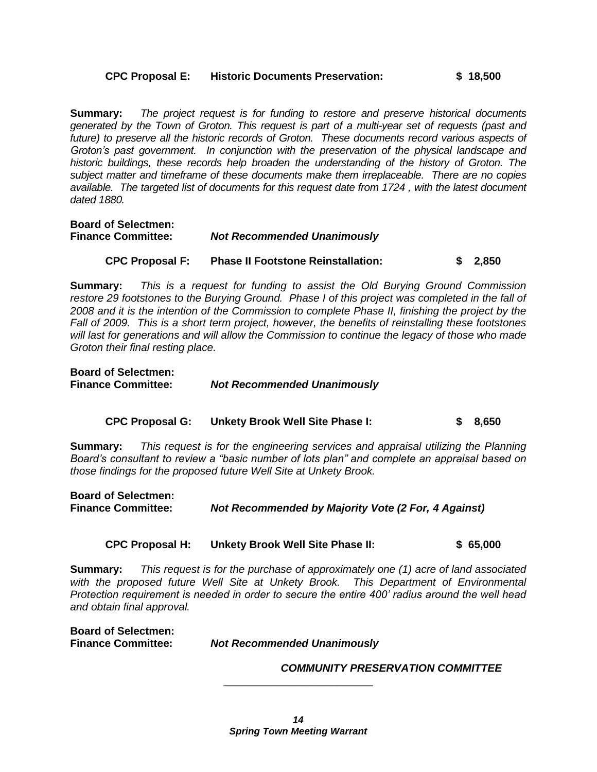**CPC Proposal E: Historic Documents Preservation: $ 18,500**

**Summary:** *The project request is for funding to restore and preserve historical documents generated by the Town of Groton. This request is part of a multi-year set of requests (past and future) to preserve all the historic records of Groton. These documents record various aspects of Groton's past government. In conjunction with the preservation of the physical landscape and historic buildings, these records help broaden the understanding of the history of Groton. The subject matter and timeframe of these documents make them irreplaceable. There are no copies available. The targeted list of documents for this request date from 1724 , with the latest document dated 1880.*

**Board of Selectmen:**
**Finance Committee:** ***Not Recommended Unanimously***

**CPC Proposal F: Phase II Footstone Reinstallation: $ 2,850**

**Summary:** *This is a request for funding to assist the Old Burying Ground Commission restore 29 footstones to the Burying Ground. Phase I of this project was completed in the fall of 2008 and it is the intention of the Commission to complete Phase II, finishing the project by the Fall of 2009. This is a short term project, however, the benefits of reinstalling these footstones will last for generations and will allow the Commission to continue the legacy of those who made Groton their final resting place.*

**Board of Selectmen:**
**Finance Committee:** ***Not Recommended Unanimously***

**CPC Proposal G: Unkety Brook Well Site Phase I: $ 8,650**

**Summary:** *This request is for the engineering services and appraisal utilizing the Planning Board's consultant to review a "basic number of lots plan" and complete an appraisal based on those findings for the proposed future Well Site at Unkety Brook.*

**Board of Selectmen:**
**Finance Committee:** ***Not Recommended by Majority Vote (2 For, 4 Against)***

**CPC Proposal H: Unkety Brook Well Site Phase II: $ 65,000**

**Summary:** *This request is for the purchase of approximately one (1) acre of land associated with the proposed future Well Site at Unkety Brook. This Department of Environmental Protection requirement is needed in order to secure the entire 400' radius around the well head and obtain final approval.*

**Board of Selectmen:**
**Finance Committee:** ***Not Recommended Unanimously***

***COMMUNITY PRESERVATION COMMITTEE***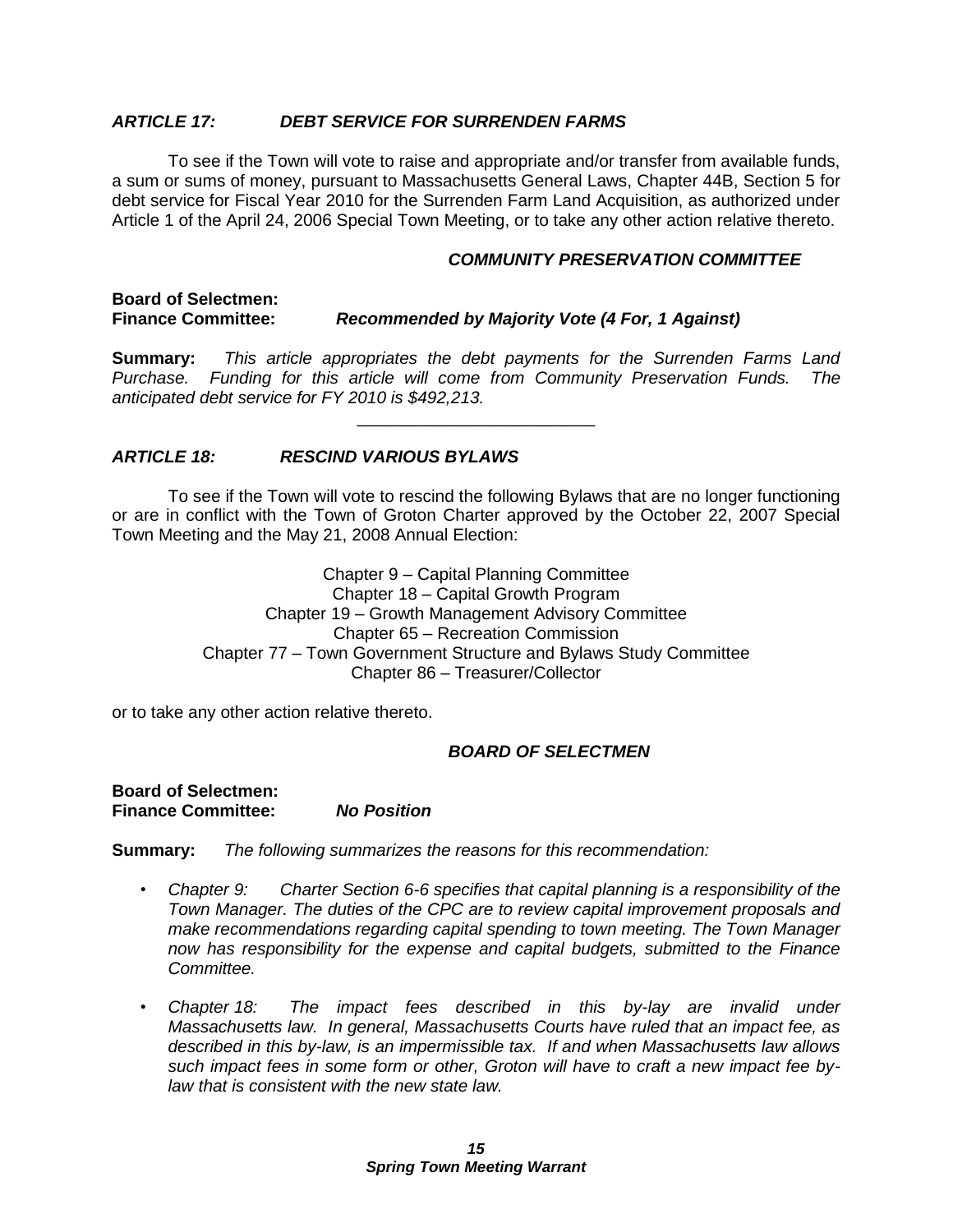### *ARTICLE 17: DEBT SERVICE FOR SURRENDEN FARMS*

To see if the Town will vote to raise and appropriate and/or transfer from available funds, a sum or sums of money, pursuant to Massachusetts General Laws, Chapter 44B, Section 5 for debt service for Fiscal Year 2010 for the Surrenden Farm Land Acquisition, as authorized under Article 1 of the April 24, 2006 Special Town Meeting, or to take any other action relative thereto.

***COMMUNITY PRESERVATION COMMITTEE***

**Board of Selectmen:**
**Finance Committee:** ***Recommended by Majority Vote (4 For, 1 Against)***

**Summary:** *This article appropriates the debt payments for the Surrenden Farms Land Purchase. Funding for this article will come from Community Preservation Funds. The anticipated debt service for FY 2010 is $492,213.*

---

### *ARTICLE 18: RESCIND VARIOUS BYLAWS*

To see if the Town will vote to rescind the following Bylaws that are no longer functioning or are in conflict with the Town of Groton Charter approved by the October 22, 2007 Special Town Meeting and the May 21, 2008 Annual Election:

Chapter 9 – Capital Planning Committee
Chapter 18 – Capital Growth Program
Chapter 19 – Growth Management Advisory Committee
Chapter 65 – Recreation Commission
Chapter 77 – Town Government Structure and Bylaws Study Committee
Chapter 86 – Treasurer/Collector

or to take any other action relative thereto.

***BOARD OF SELECTMEN***

**Board of Selectmen:**
**Finance Committee:** ***No Position***

**Summary:** *The following summarizes the reasons for this recommendation:*

- *Chapter 9: Charter Section 6-6 specifies that capital planning is a responsibility of the Town Manager. The duties of the CPC are to review capital improvement proposals and make recommendations regarding capital spending to town meeting. The Town Manager now has responsibility for the expense and capital budgets, submitted to the Finance Committee.*
- *Chapter 18: The impact fees described in this by-lay are invalid under Massachusetts law. In general, Massachusetts Courts have ruled that an impact fee, as described in this by-law, is an impermissible tax. If and when Massachusetts law allows such impact fees in some form or other, Groton will have to craft a new impact fee by-law that is consistent with the new state law.*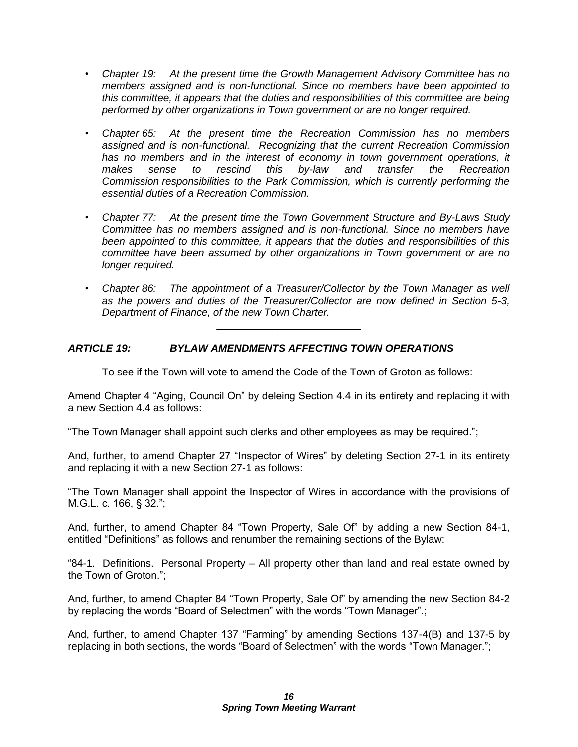- *Chapter 19: At the present time the Growth Management Advisory Committee has no members assigned and is non-functional. Since no members have been appointed to this committee, it appears that the duties and responsibilities of this committee are being performed by other organizations in Town government or are no longer required.*

- *Chapter 65: At the present time the Recreation Commission has no members assigned and is non-functional. Recognizing that the current Recreation Commission has no members and in the interest of economy in town government operations, it makes sense to rescind this by-law and transfer the Recreation Commission responsibilities to the Park Commission, which is currently performing the essential duties of a Recreation Commission.*

- *Chapter 77: At the present time the Town Government Structure and By-Laws Study Committee has no members assigned and is non-functional. Since no members have been appointed to this committee, it appears that the duties and responsibilities of this committee have been assumed by other organizations in Town government or are no longer required.*

- *Chapter 86: The appointment of a Treasurer/Collector by the Town Manager as well as the powers and duties of the Treasurer/Collector are now defined in Section 5-3, Department of Finance, of the new Town Charter.*

---

### *ARTICLE 19: BYLAW AMENDMENTS AFFECTING TOWN OPERATIONS*

To see if the Town will vote to amend the Code of the Town of Groton as follows:

Amend Chapter 4 "Aging, Council On" by deleing Section 4.4 in its entirety and replacing it with a new Section 4.4 as follows:

"The Town Manager shall appoint such clerks and other employees as may be required.";

And, further, to amend Chapter 27 "Inspector of Wires" by deleting Section 27-1 in its entirety and replacing it with a new Section 27-1 as follows:

"The Town Manager shall appoint the Inspector of Wires in accordance with the provisions of M.G.L. c. 166, § 32.";

And, further, to amend Chapter 84 "Town Property, Sale Of" by adding a new Section 84-1, entitled "Definitions" as follows and renumber the remaining sections of the Bylaw:

"84-1. Definitions. Personal Property – All property other than land and real estate owned by the Town of Groton.";

And, further, to amend Chapter 84 "Town Property, Sale Of" by amending the new Section 84-2 by replacing the words "Board of Selectmen" with the words "Town Manager".;

And, further, to amend Chapter 137 "Farming" by amending Sections 137-4(B) and 137-5 by replacing in both sections, the words "Board of Selectmen" with the words "Town Manager.";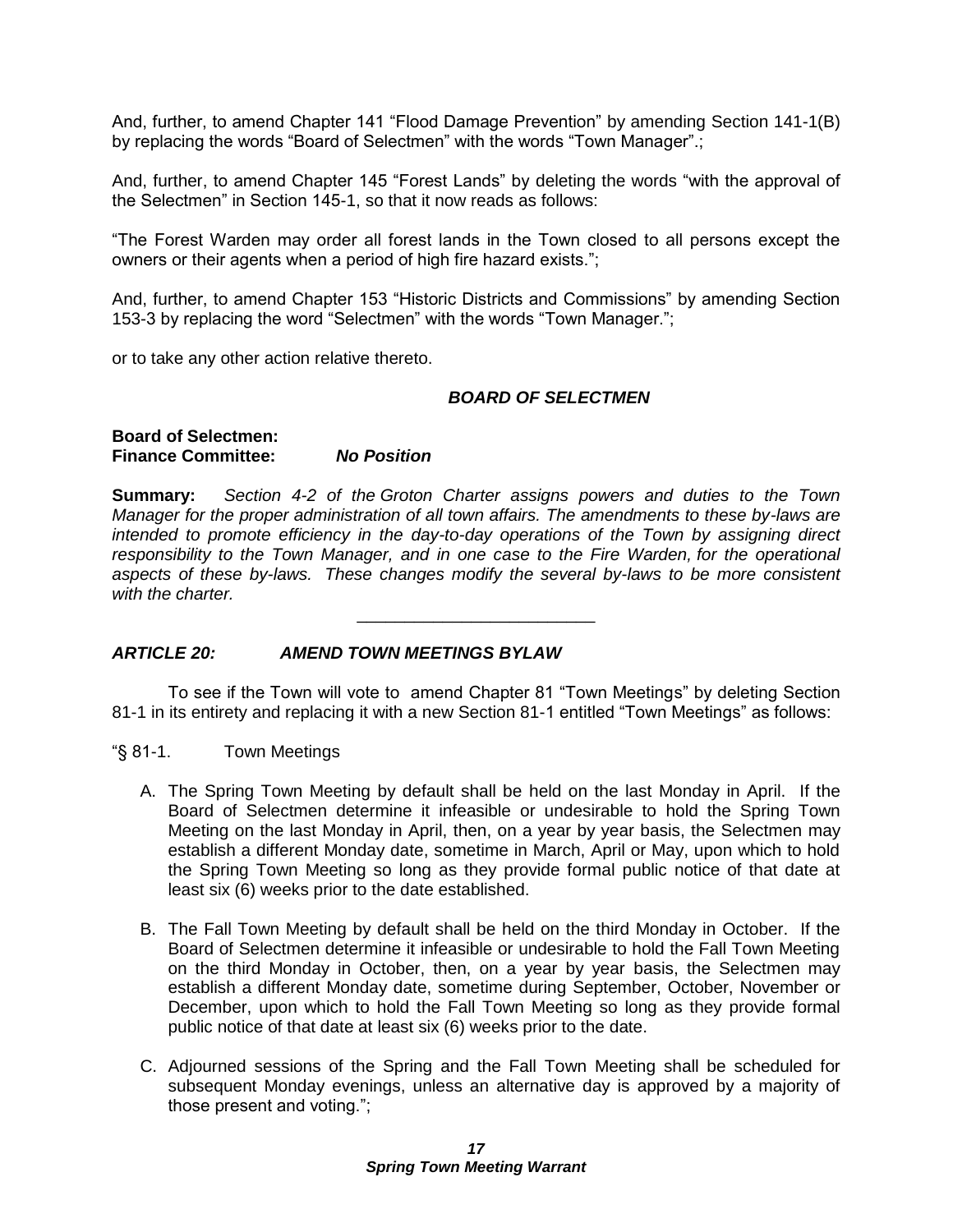And, further, to amend Chapter 141 “Flood Damage Prevention” by amending Section 141-1(B) by replacing the words “Board of Selectmen” with the words “Town Manager”.;

And, further, to amend Chapter 145 “Forest Lands” by deleting the words “with the approval of the Selectmen” in Section 145-1, so that it now reads as follows:

“The Forest Warden may order all forest lands in the Town closed to all persons except the owners or their agents when a period of high fire hazard exists.”;

And, further, to amend Chapter 153 “Historic Districts and Commissions” by amending Section 153-3 by replacing the word “Selectmen” with the words “Town Manager.”;

or to take any other action relative thereto.

***BOARD OF SELECTMEN***

**Board of Selectmen:**
**Finance Committee:** ***No Position***

**Summary:** *Section 4-2 of the Groton Charter assigns powers and duties to the Town Manager for the proper administration of all town affairs. The amendments to these by-laws are intended to promote efficiency in the day-to-day operations of the Town by assigning direct responsibility to the Town Manager, and in one case to the Fire Warden, for the operational aspects of these by-laws. These changes modify the several by-laws to be more consistent with the charter.*

---

## *ARTICLE 20: AMEND TOWN MEETINGS BYLAW*

To see if the Town will vote to amend Chapter 81 “Town Meetings” by deleting Section 81-1 in its entirety and replacing it with a new Section 81-1 entitled “Town Meetings” as follows:

“§ 81-1. Town Meetings

A. The Spring Town Meeting by default shall be held on the last Monday in April. If the Board of Selectmen determine it infeasible or undesirable to hold the Spring Town Meeting on the last Monday in April, then, on a year by year basis, the Selectmen may establish a different Monday date, sometime in March, April or May, upon which to hold the Spring Town Meeting so long as they provide formal public notice of that date at least six (6) weeks prior to the date established.

B. The Fall Town Meeting by default shall be held on the third Monday in October. If the Board of Selectmen determine it infeasible or undesirable to hold the Fall Town Meeting on the third Monday in October, then, on a year by year basis, the Selectmen may establish a different Monday date, sometime during September, October, November or December, upon which to hold the Fall Town Meeting so long as they provide formal public notice of that date at least six (6) weeks prior to the date.

C. Adjourned sessions of the Spring and the Fall Town Meeting shall be scheduled for subsequent Monday evenings, unless an alternative day is approved by a majority of those present and voting.”;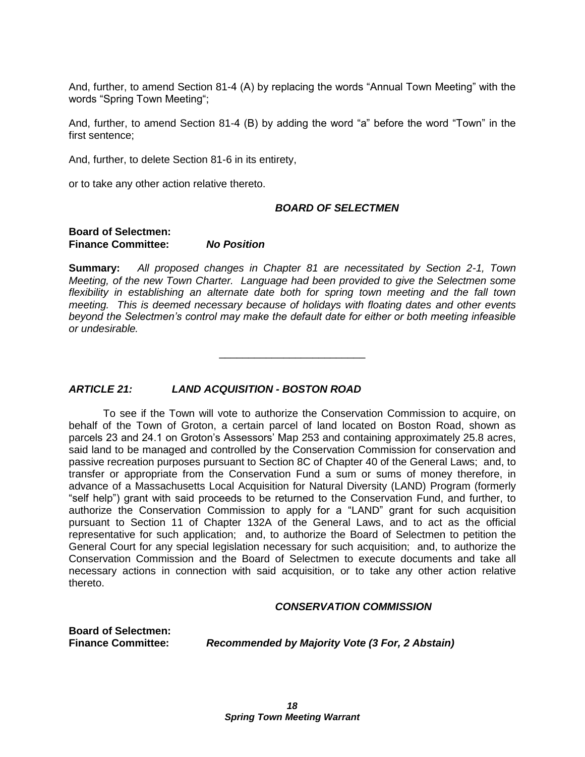And, further, to amend Section 81-4 (A) by replacing the words "Annual Town Meeting" with the words "Spring Town Meeting";

And, further, to amend Section 81-4 (B) by adding the word "a" before the word "Town" in the first sentence;

And, further, to delete Section 81-6 in its entirety,

or to take any other action relative thereto.

***BOARD OF SELECTMEN***

**Board of Selectmen:**
**Finance Committee:** ***No Position***

**Summary:** *All proposed changes in Chapter 81 are necessitated by Section 2-1, Town Meeting, of the new Town Charter. Language had been provided to give the Selectmen some flexibility in establishing an alternate date both for spring town meeting and the fall town meeting. This is deemed necessary because of holidays with floating dates and other events beyond the Selectmen's control may make the default date for either or both meeting infeasible or undesirable.*

---

## *ARTICLE 21: LAND ACQUISITION - BOSTON ROAD*

To see if the Town will vote to authorize the Conservation Commission to acquire, on behalf of the Town of Groton, a certain parcel of land located on Boston Road, shown as parcels 23 and 24.1 on Groton's Assessors' Map 253 and containing approximately 25.8 acres, said land to be managed and controlled by the Conservation Commission for conservation and passive recreation purposes pursuant to Section 8C of Chapter 40 of the General Laws; and, to transfer or appropriate from the Conservation Fund a sum or sums of money therefore, in advance of a Massachusetts Local Acquisition for Natural Diversity (LAND) Program (formerly "self help") grant with said proceeds to be returned to the Conservation Fund, and further, to authorize the Conservation Commission to apply for a "LAND" grant for such acquisition pursuant to Section 11 of Chapter 132A of the General Laws, and to act as the official representative for such application; and, to authorize the Board of Selectmen to petition the General Court for any special legislation necessary for such acquisition; and, to authorize the Conservation Commission and the Board of Selectmen to execute documents and take all necessary actions in connection with said acquisition, or to take any other action relative thereto.

***CONSERVATION COMMISSION***

**Board of Selectmen:**
**Finance Committee:** ***Recommended by Majority Vote (3 For, 2 Abstain)***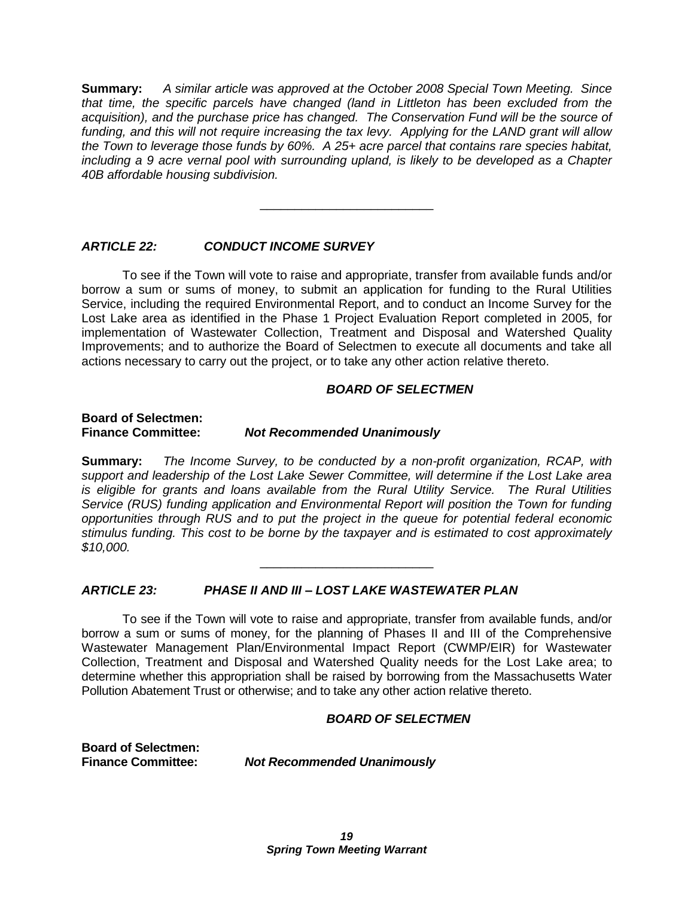**Summary:** *A similar article was approved at the October 2008 Special Town Meeting. Since that time, the specific parcels have changed (land in Littleton has been excluded from the acquisition), and the purchase price has changed. The Conservation Fund will be the source of funding, and this will not require increasing the tax levy. Applying for the LAND grant will allow the Town to leverage those funds by 60%. A 25+ acre parcel that contains rare species habitat, including a 9 acre vernal pool with surrounding upland, is likely to be developed as a Chapter 40B affordable housing subdivision.*

---

### *ARTICLE 22: CONDUCT INCOME SURVEY*

To see if the Town will vote to raise and appropriate, transfer from available funds and/or borrow a sum or sums of money, to submit an application for funding to the Rural Utilities Service, including the required Environmental Report, and to conduct an Income Survey for the Lost Lake area as identified in the Phase 1 Project Evaluation Report completed in 2005, for implementation of Wastewater Collection, Treatment and Disposal and Watershed Quality Improvements; and to authorize the Board of Selectmen to execute all documents and take all actions necessary to carry out the project, or to take any other action relative thereto.

***BOARD OF SELECTMEN***

**Board of Selectmen:**
**Finance Committee:** ***Not Recommended Unanimously***

**Summary:** *The Income Survey, to be conducted by a non-profit organization, RCAP, with support and leadership of the Lost Lake Sewer Committee, will determine if the Lost Lake area is eligible for grants and loans available from the Rural Utility Service. The Rural Utilities Service (RUS) funding application and Environmental Report will position the Town for funding opportunities through RUS and to put the project in the queue for potential federal economic stimulus funding. This cost to be borne by the taxpayer and is estimated to cost approximately $10,000.*

---

### *ARTICLE 23: PHASE II AND III – LOST LAKE WASTEWATER PLAN*

To see if the Town will vote to raise and appropriate, transfer from available funds, and/or borrow a sum or sums of money, for the planning of Phases II and III of the Comprehensive Wastewater Management Plan/Environmental Impact Report (CWMP/EIR) for Wastewater Collection, Treatment and Disposal and Watershed Quality needs for the Lost Lake area; to determine whether this appropriation shall be raised by borrowing from the Massachusetts Water Pollution Abatement Trust or otherwise; and to take any other action relative thereto.

***BOARD OF SELECTMEN***

**Board of Selectmen:**
**Finance Committee:** ***Not Recommended Unanimously***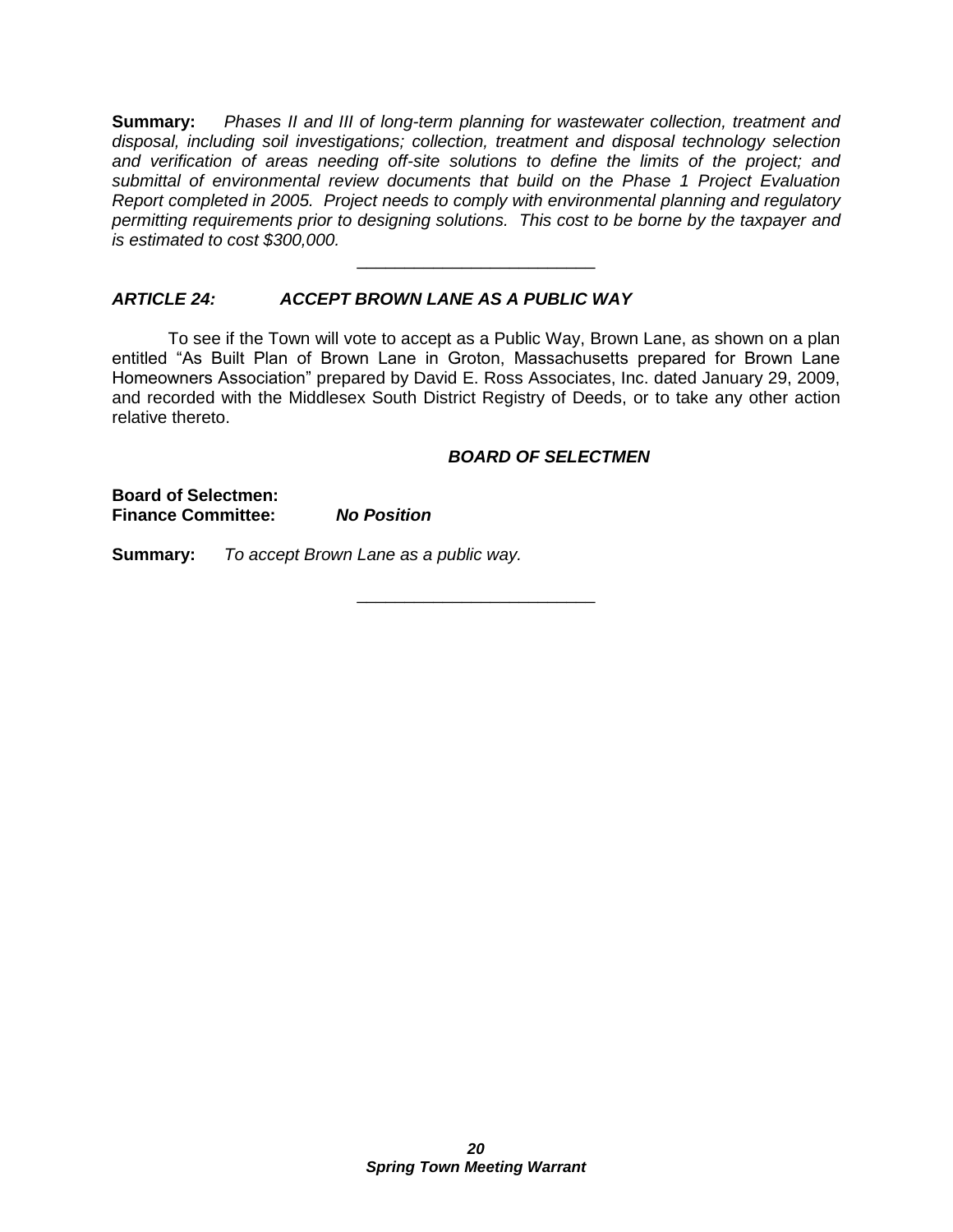**Summary:** *Phases II and III of long-term planning for wastewater collection, treatment and disposal, including soil investigations; collection, treatment and disposal technology selection and verification of areas needing off-site solutions to define the limits of the project; and submittal of environmental review documents that build on the Phase 1 Project Evaluation Report completed in 2005. Project needs to comply with environmental planning and regulatory permitting requirements prior to designing solutions. This cost to be borne by the taxpayer and is estimated to cost $300,000.*

---

### *ARTICLE 24: ACCEPT BROWN LANE AS A PUBLIC WAY*

To see if the Town will vote to accept as a Public Way, Brown Lane, as shown on a plan entitled "As Built Plan of Brown Lane in Groton, Massachusetts prepared for Brown Lane Homeowners Association" prepared by David E. Ross Associates, Inc. dated January 29, 2009, and recorded with the Middlesex South District Registry of Deeds, or to take any other action relative thereto.

***BOARD OF SELECTMEN***

**Board of Selectmen:**
**Finance Committee:** ***No Position***

**Summary:** *To accept Brown Lane as a public way.*

---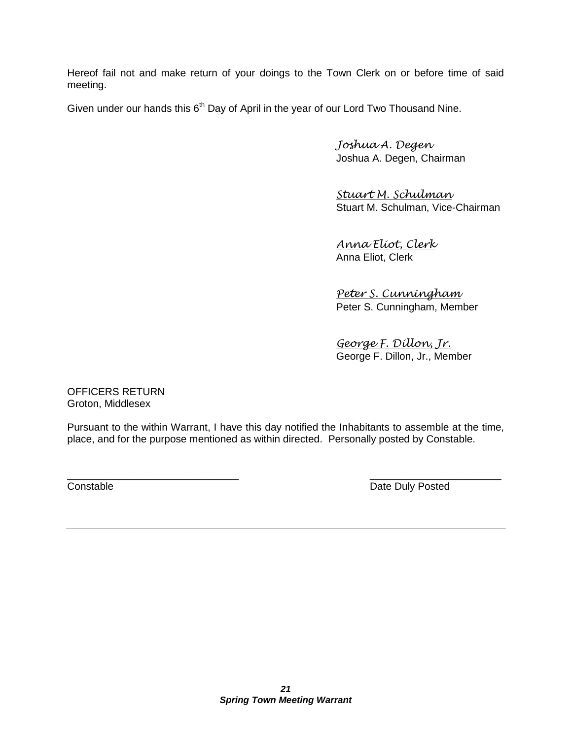Hereof fail not and make return of your doings to the Town Clerk on or before time of said meeting.

Given under our hands this 6th Day of April in the year of our Lord Two Thousand Nine.

*Joshua A. Degen*
Joshua A. Degen, Chairman

*Stuart M. Schulman*
Stuart M. Schulman, Vice-Chairman

*Anna Eliot, Clerk*
Anna Eliot, Clerk

*Peter S. Cunningham*
Peter S. Cunningham, Member

*George F. Dillon, Jr.*
George F. Dillon, Jr., Member

OFFICERS RETURN
Groton, Middlesex

Pursuant to the within Warrant, I have this day notified the Inhabitants to assemble at the time, place, and for the purpose mentioned as within directed. Personally posted by Constable.

\_\_\_\_\_\_\_\_\_\_\_\_\_\_\_\_\_\_\_\_\_\_\_\_\_\_\_\_\_\_
Constable

\_\_\_\_\_\_\_\_\_\_\_\_\_\_\_\_\_\_\_\_\_\_\_\_
Date Duly Posted

---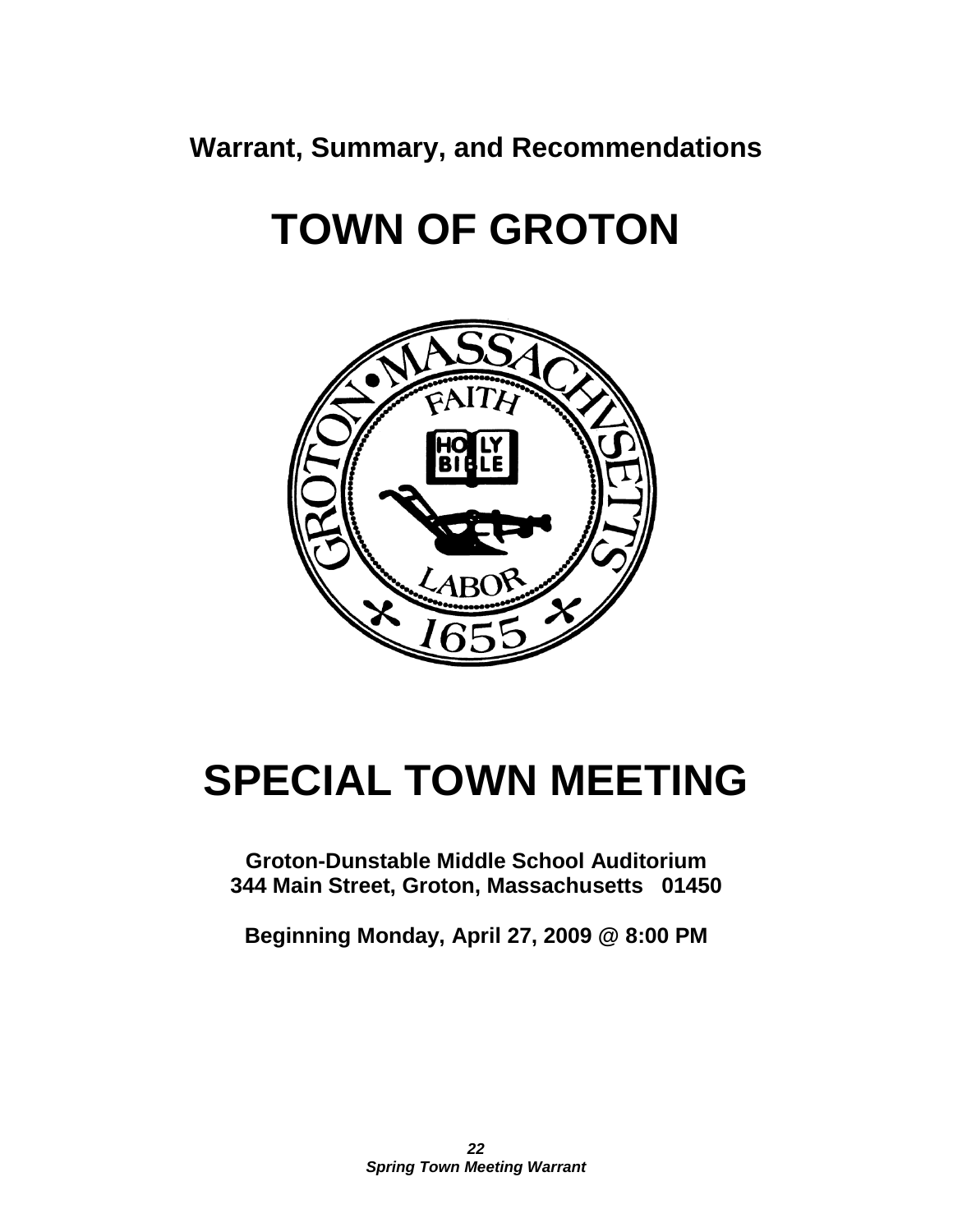**Warrant, Summary, and Recommendations**

# TOWN OF GROTON

# SPECIAL TOWN MEETING

**Groton-Dunstable Middle School Auditorium**
**344 Main Street, Groton, Massachusetts 01450**

**Beginning Monday, April 27, 2009 @ 8:00 PM**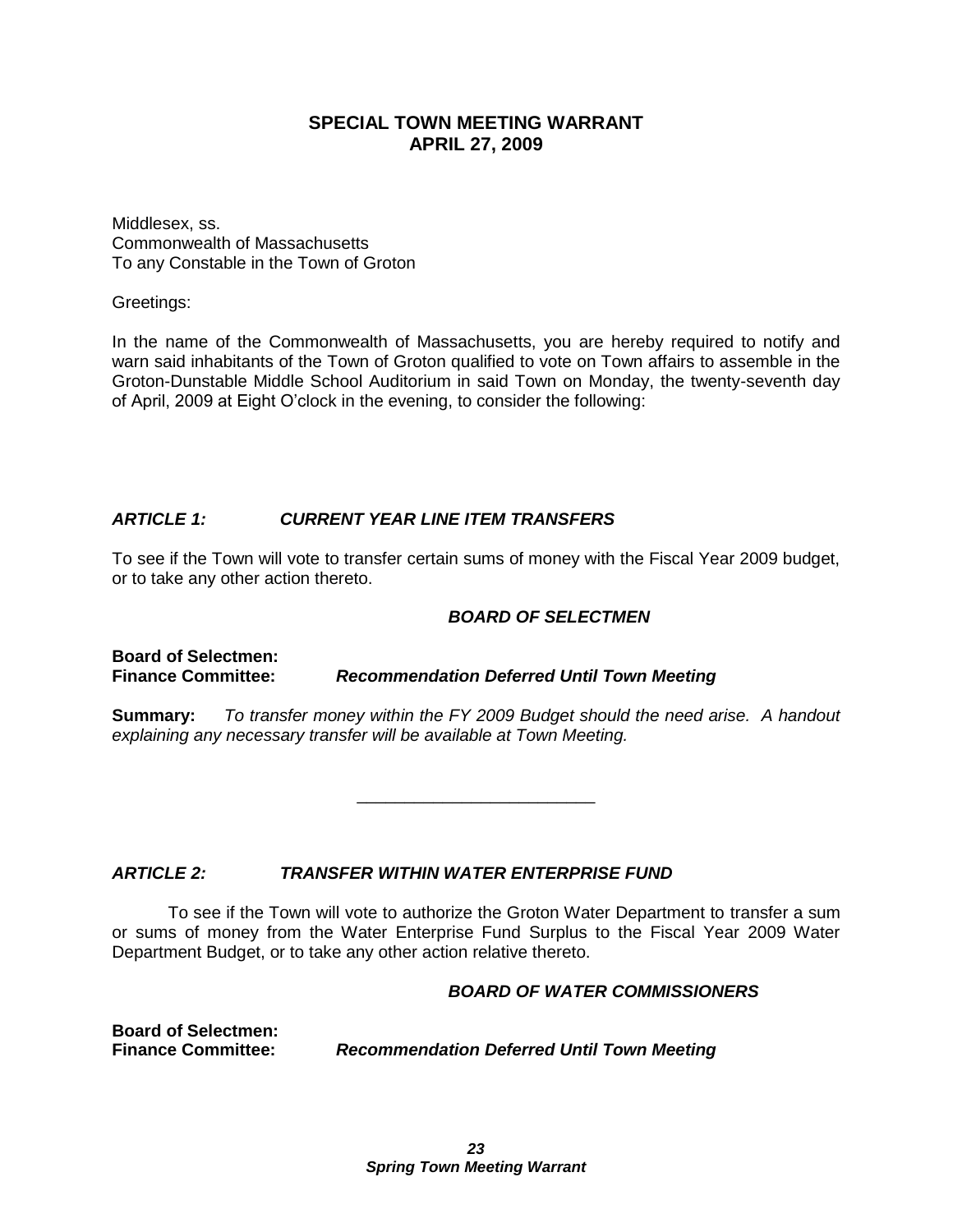# SPECIAL TOWN MEETING WARRANT
## APRIL 27, 2009

Middlesex, ss.
Commonwealth of Massachusetts
To any Constable in the Town of Groton

Greetings:

In the name of the Commonwealth of Massachusetts, you are hereby required to notify and warn said inhabitants of the Town of Groton qualified to vote on Town affairs to assemble in the Groton-Dunstable Middle School Auditorium in said Town on Monday, the twenty-seventh day of April, 2009 at Eight O'clock in the evening, to consider the following:

### *ARTICLE 1: CURRENT YEAR LINE ITEM TRANSFERS*

To see if the Town will vote to transfer certain sums of money with the Fiscal Year 2009 budget, or to take any other action thereto.

***BOARD OF SELECTMEN***

**Board of Selectmen:**
**Finance Committee:** ***Recommendation Deferred Until Town Meeting***

**Summary:** *To transfer money within the FY 2009 Budget should the need arise. A handout explaining any necessary transfer will be available at Town Meeting.*

---

### *ARTICLE 2: TRANSFER WITHIN WATER ENTERPRISE FUND*

To see if the Town will vote to authorize the Groton Water Department to transfer a sum or sums of money from the Water Enterprise Fund Surplus to the Fiscal Year 2009 Water Department Budget, or to take any other action relative thereto.

***BOARD OF WATER COMMISSIONERS***

**Board of Selectmen:**
**Finance Committee:** ***Recommendation Deferred Until Town Meeting***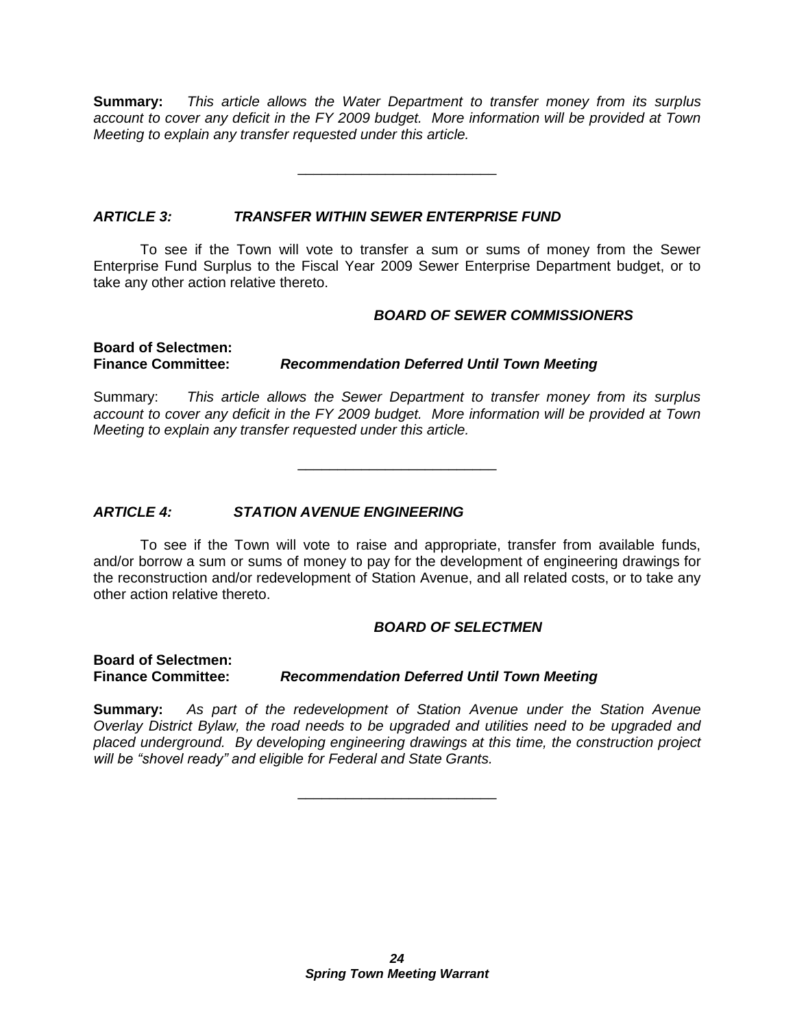**Summary:** *This article allows the Water Department to transfer money from its surplus account to cover any deficit in the FY 2009 budget. More information will be provided at Town Meeting to explain any transfer requested under this article.*

---

### *ARTICLE 3: TRANSFER WITHIN SEWER ENTERPRISE FUND*

To see if the Town will vote to transfer a sum or sums of money from the Sewer Enterprise Fund Surplus to the Fiscal Year 2009 Sewer Enterprise Department budget, or to take any other action relative thereto.

***BOARD OF SEWER COMMISSIONERS***

**Board of Selectmen:**
**Finance Committee:** ***Recommendation Deferred Until Town Meeting***

Summary: *This article allows the Sewer Department to transfer money from its surplus account to cover any deficit in the FY 2009 budget. More information will be provided at Town Meeting to explain any transfer requested under this article.*

---

### *ARTICLE 4: STATION AVENUE ENGINEERING*

To see if the Town will vote to raise and appropriate, transfer from available funds, and/or borrow a sum or sums of money to pay for the development of engineering drawings for the reconstruction and/or redevelopment of Station Avenue, and all related costs, or to take any other action relative thereto.

***BOARD OF SELECTMEN***

**Board of Selectmen:**
**Finance Committee:** ***Recommendation Deferred Until Town Meeting***

**Summary:** *As part of the redevelopment of Station Avenue under the Station Avenue Overlay District Bylaw, the road needs to be upgraded and utilities need to be upgraded and placed underground. By developing engineering drawings at this time, the construction project will be "shovel ready" and eligible for Federal and State Grants.*

---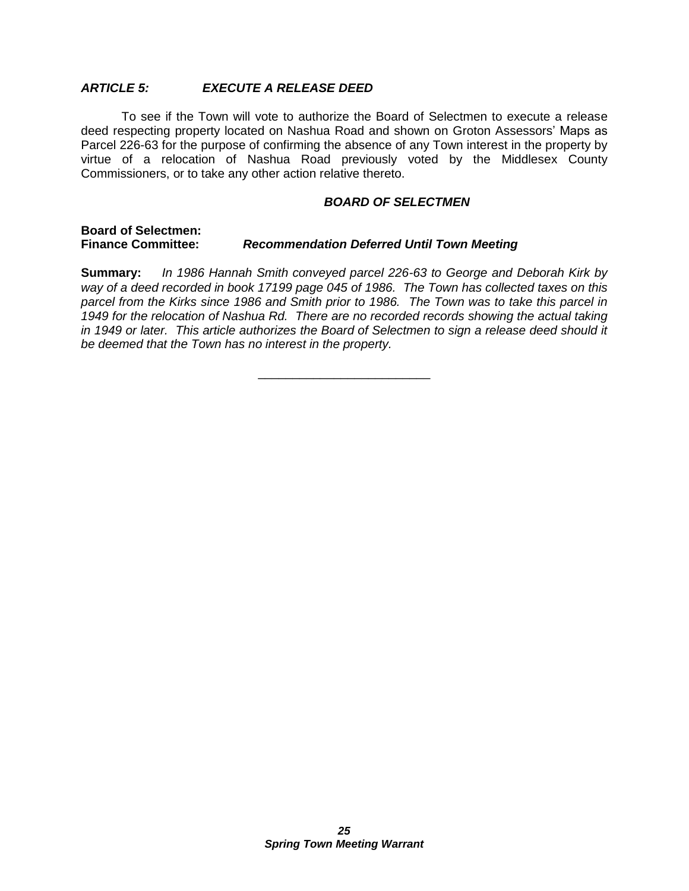### *ARTICLE 5: EXECUTE A RELEASE DEED*

To see if the Town will vote to authorize the Board of Selectmen to execute a release deed respecting property located on Nashua Road and shown on Groton Assessors' Maps as Parcel 226-63 for the purpose of confirming the absence of any Town interest in the property by virtue of a relocation of Nashua Road previously voted by the Middlesex County Commissioners, or to take any other action relative thereto.

***BOARD OF SELECTMEN***

**Board of Selectmen:**
**Finance Committee:** ***Recommendation Deferred Until Town Meeting***

**Summary:** *In 1986 Hannah Smith conveyed parcel 226-63 to George and Deborah Kirk by way of a deed recorded in book 17199 page 045 of 1986. The Town has collected taxes on this parcel from the Kirks since 1986 and Smith prior to 1986. The Town was to take this parcel in 1949 for the relocation of Nashua Rd. There are no recorded records showing the actual taking in 1949 or later. This article authorizes the Board of Selectmen to sign a release deed should it be deemed that the Town has no interest in the property.*

---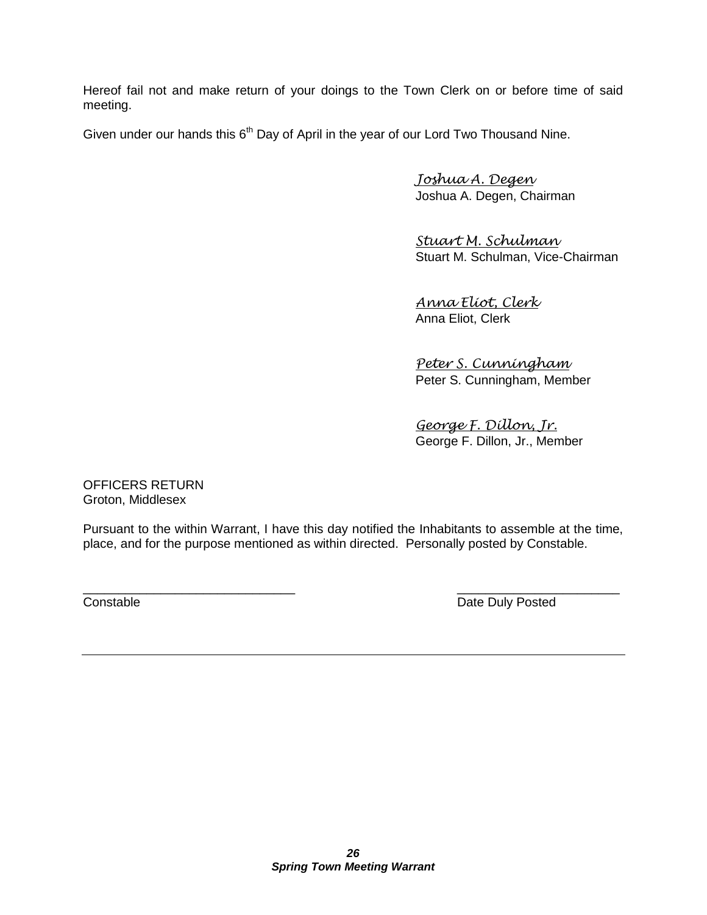Hereof fail not and make return of your doings to the Town Clerk on or before time of said meeting.

Given under our hands this 6th Day of April in the year of our Lord Two Thousand Nine.

*Joshua A. Degen*
Joshua A. Degen, Chairman

*Stuart M. Schulman*
Stuart M. Schulman, Vice-Chairman

*Anna Eliot, Clerk*
Anna Eliot, Clerk

*Peter S. Cunningham*
Peter S. Cunningham, Member

*George F. Dillon, Jr.*
George F. Dillon, Jr., Member

OFFICERS RETURN
Groton, Middlesex

Pursuant to the within Warrant, I have this day notified the Inhabitants to assemble at the time, place, and for the purpose mentioned as within directed. Personally posted by Constable.

______________________________ ______________________

Constable Date Duly Posted